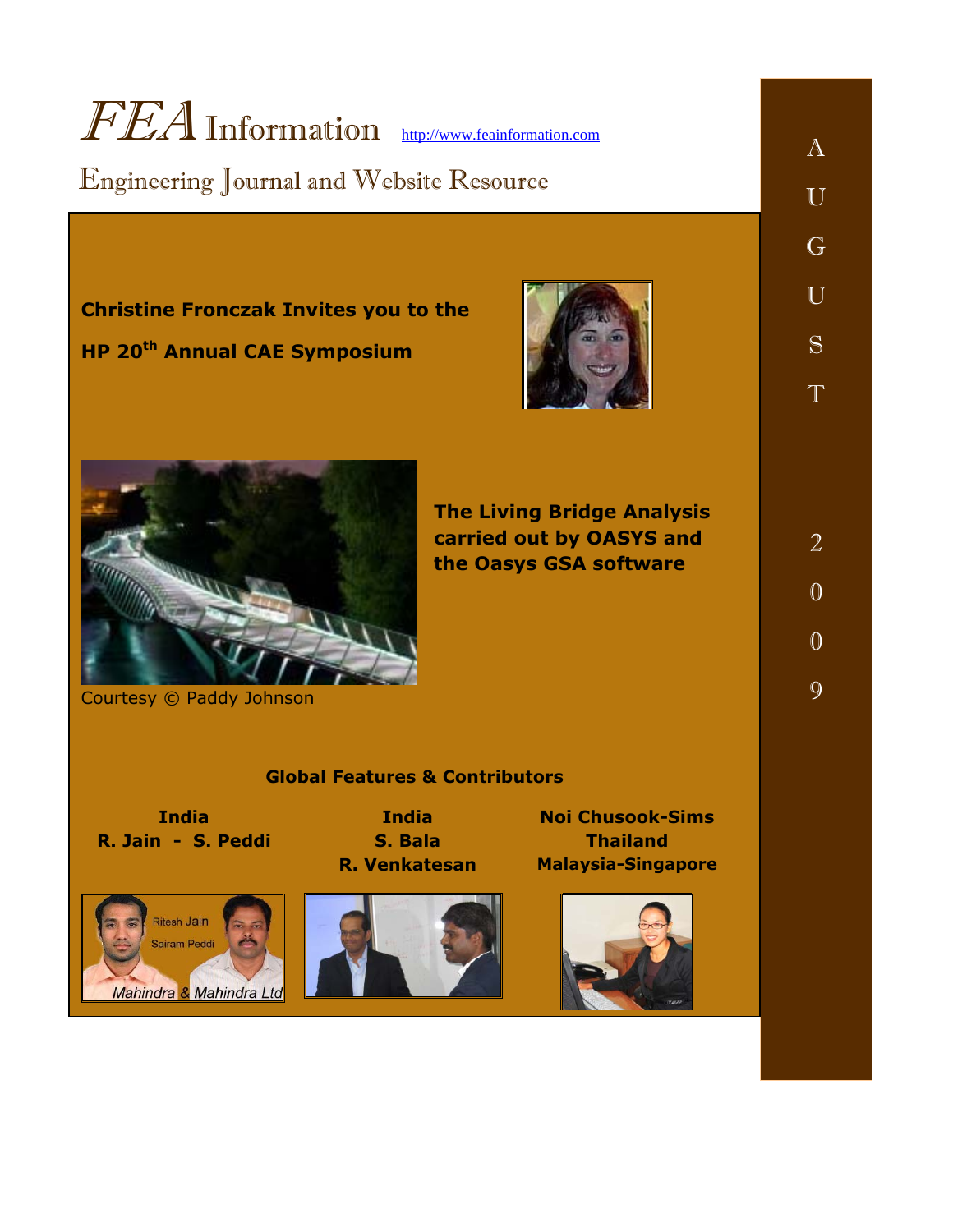# *FEA* Information

http://www.feainformation.com

## Engineering Journal and Website Resource

AUGUST 2009

**Christine Fronczak Invites you to the**

**HP 20th Annual CAE Symposium**

**The Living Bridge Analysis carried out by OASYS and the Oasys GSA software**

Courtesy © Paddy Johnson

**Global Features & Contributors**

**India**
**R. Jain - S. Peddi**

Ritesh Jain
Sairam Peddi
*Mahindra & Mahindra Ltd*

**India**
**S. Bala**
**R. Venkatesan**

**Noi Chusook-Sims**
**Thailand**
**Malaysia-Singapore**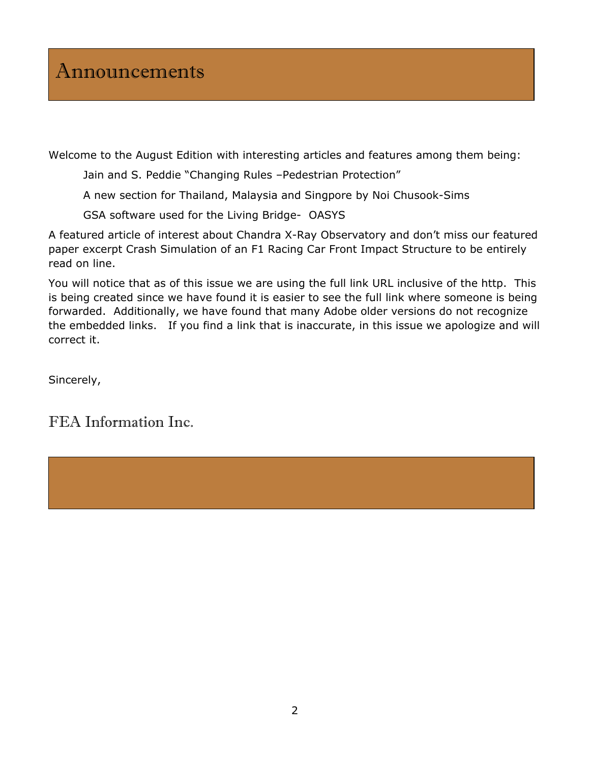# Announcements

Welcome to the August Edition with interesting articles and features among them being:

Jain and S. Peddie "Changing Rules –Pedestrian Protection"

A new section for Thailand, Malaysia and Singpore by Noi Chusook-Sims

GSA software used for the Living Bridge-  OASYS

A featured article of interest about Chandra X-Ray Observatory and don't miss our featured paper excerpt Crash Simulation of an F1 Racing Car Front Impact Structure to be entirely read on line.

You will notice that as of this issue we are using the full link URL inclusive of the http.  This is being created since we have found it is easier to see the full link where someone is being forwarded.  Additionally, we have found that many Adobe older versions do not recognize the embedded links.   If you find a link that is inaccurate, in this issue we apologize and will correct it.

Sincerely,

FEA Information Inc.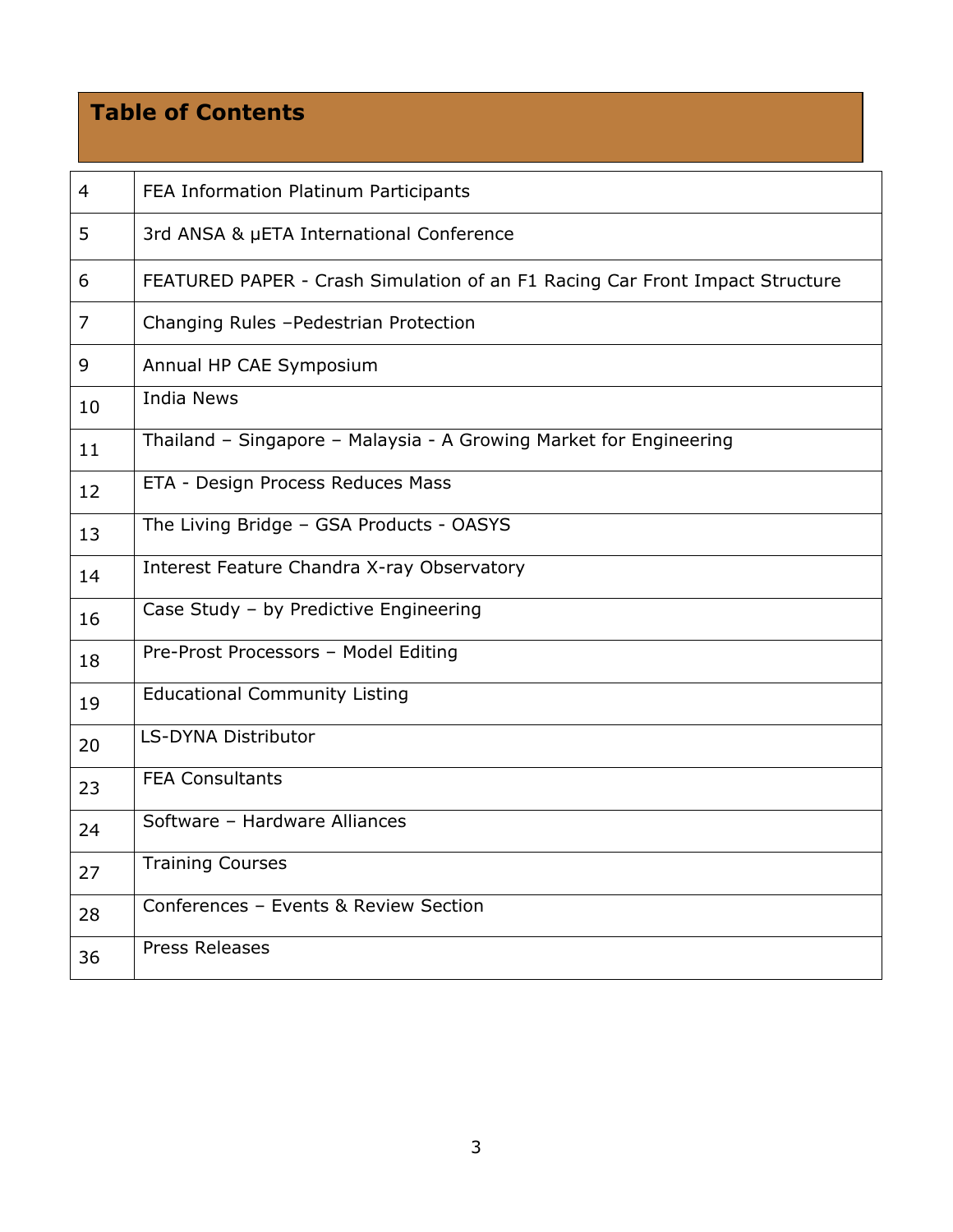## Table of Contents

| | |
|---|---|
| 4 | FEA Information Platinum Participants |
| 5 | 3rd ANSA & μETA International Conference |
| 6 | FEATURED PAPER - Crash Simulation of an F1 Racing Car Front Impact Structure |
| 7 | Changing Rules –Pedestrian Protection |
| 9 | Annual HP CAE Symposium |
| 10 | India News |
| 11 | Thailand – Singapore – Malaysia - A Growing Market for Engineering |
| 12 | ETA - Design Process Reduces Mass |
| 13 | The Living Bridge – GSA Products - OASYS |
| 14 | Interest Feature Chandra X-ray Observatory |
| 16 | Case Study – by Predictive Engineering |
| 18 | Pre-Prost Processors – Model Editing |
| 19 | Educational Community Listing |
| 20 | LS-DYNA Distributor |
| 23 | FEA Consultants |
| 24 | Software – Hardware Alliances |
| 27 | Training Courses |
| 28 | Conferences – Events & Review Section |
| 36 | Press Releases |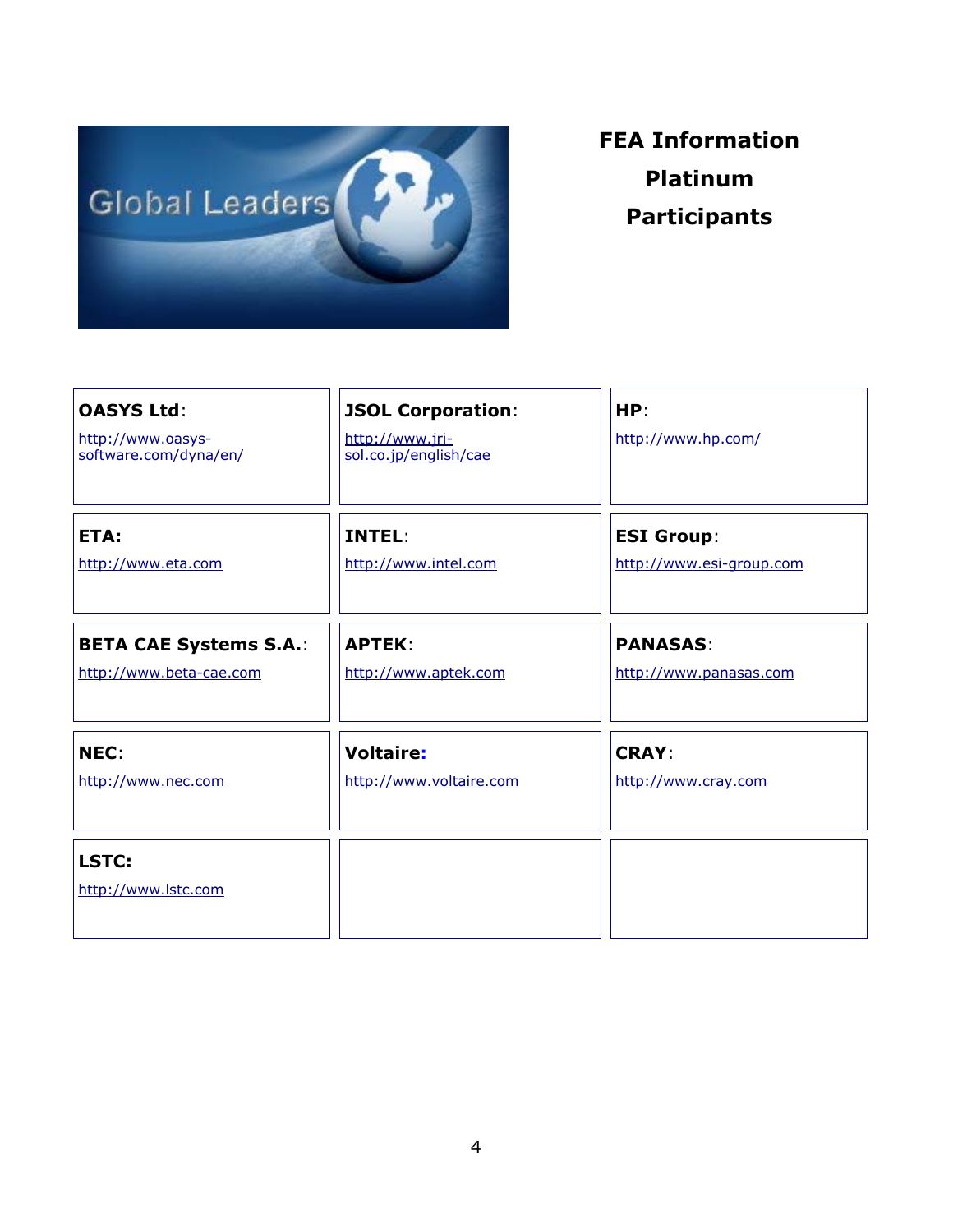# FEA Information Platinum Participants

| | | |
|---|---|---|
| **OASYS Ltd**: http://www.oasys-software.com/dyna/en/ | **JSOL Corporation**: http://www.jri-sol.co.jp/english/cae | **HP**: http://www.hp.com/ |
| **ETA:** http://www.eta.com | **INTEL**: http://www.intel.com | **ESI Group**: http://www.esi-group.com |
| **BETA CAE Systems S.A.**: http://www.beta-cae.com | **APTEK**: http://www.aptek.com | **PANASAS**: http://www.panasas.com |
| **NEC**: http://www.nec.com | **Voltaire:** http://www.voltaire.com | **CRAY**: http://www.cray.com |
| **LSTC:** http://www.lstc.com | | |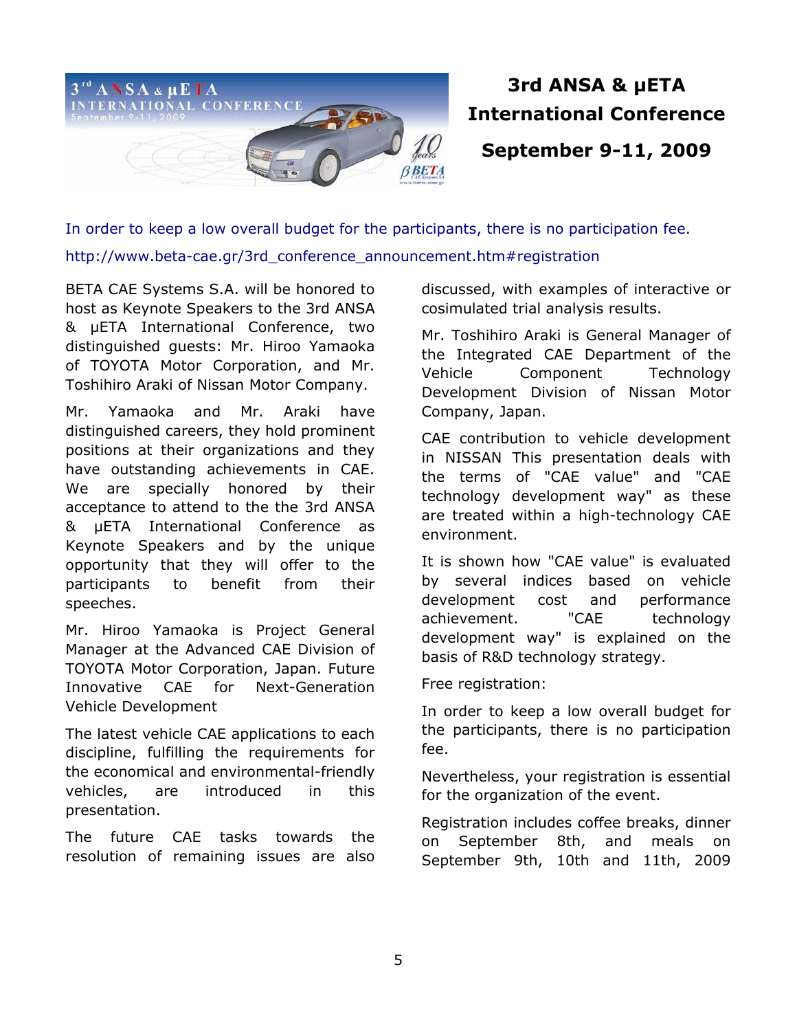# 3rd ANSA & μETA International Conference

## September 9-11, 2009

In order to keep a low overall budget for the participants, there is no participation fee.

http://www.beta-cae.gr/3rd_conference_announcement.htm#registration

BETA CAE Systems S.A. will be honored to host as Keynote Speakers to the 3rd ANSA & μETA International Conference, two distinguished guests: Mr. Hiroo Yamaoka of TOYOTA Motor Corporation, and Mr. Toshihiro Araki of Nissan Motor Company.

Mr. Yamaoka and Mr. Araki have distinguished careers, they hold prominent positions at their organizations and they have outstanding achievements in CAE. We are specially honored by their acceptance to attend to the the 3rd ANSA & μETA International Conference as Keynote Speakers and by the unique opportunity that they will offer to the participants to benefit from their speeches.

Mr. Hiroo Yamaoka is Project General Manager at the Advanced CAE Division of TOYOTA Motor Corporation, Japan. Future Innovative CAE for Next-Generation Vehicle Development

The latest vehicle CAE applications to each discipline, fulfilling the requirements for the economical and environmental-friendly vehicles, are introduced in this presentation.

The future CAE tasks towards the resolution of remaining issues are also discussed, with examples of interactive or cosimulated trial analysis results.

Mr. Toshihiro Araki is General Manager of the Integrated CAE Department of the Vehicle Component Technology Development Division of Nissan Motor Company, Japan.

CAE contribution to vehicle development in NISSAN This presentation deals with the terms of "CAE value" and "CAE technology development way" as these are treated within a high-technology CAE environment.

It is shown how "CAE value" is evaluated by several indices based on vehicle development cost and performance achievement. "CAE technology development way" is explained on the basis of R&D technology strategy.

Free registration:

In order to keep a low overall budget for the participants, there is no participation fee.

Nevertheless, your registration is essential for the organization of the event.

Registration includes coffee breaks, dinner on September 8th, and meals on September 9th, 10th and 11th, 2009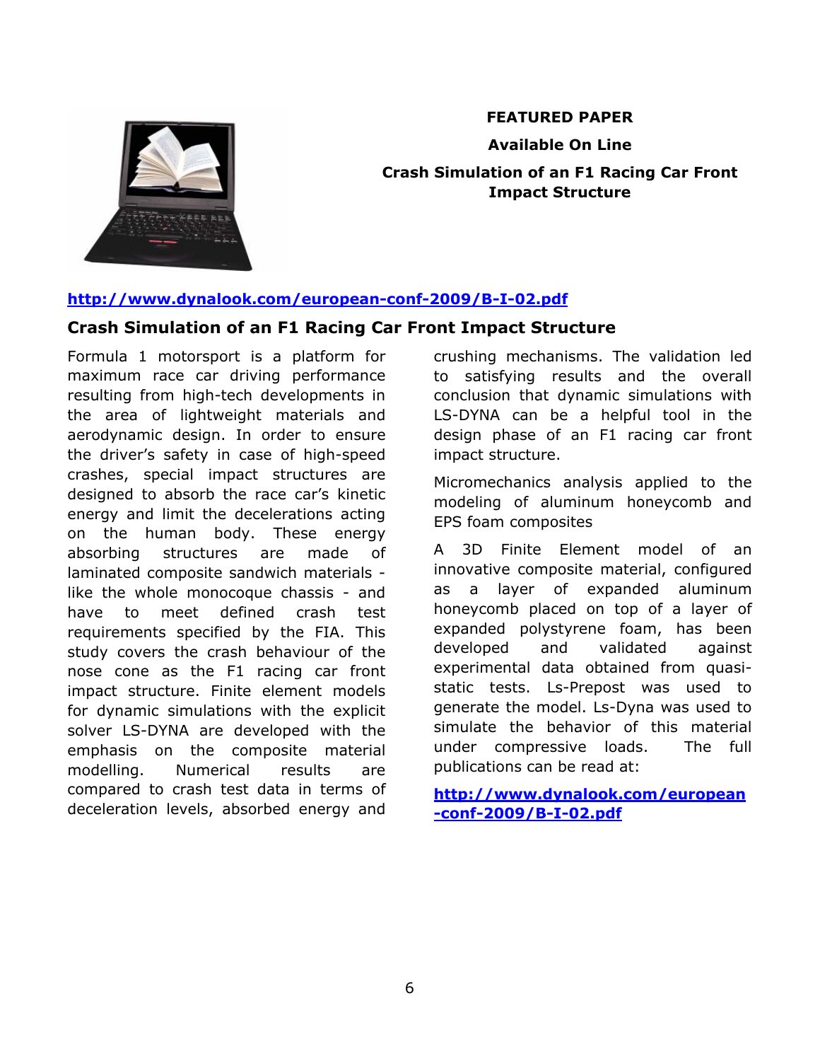**FEATURED PAPER**

**Available On Line**

**Crash Simulation of an F1 Racing Car Front Impact Structure**

**http://www.dynalook.com/european-conf-2009/B-I-02.pdf**

## Crash Simulation of an F1 Racing Car Front Impact Structure

Formula 1 motorsport is a platform for maximum race car driving performance resulting from high-tech developments in the area of lightweight materials and aerodynamic design. In order to ensure the driver's safety in case of high-speed crashes, special impact structures are designed to absorb the race car's kinetic energy and limit the decelerations acting on the human body. These energy absorbing structures are made of laminated composite sandwich materials - like the whole monocoque chassis - and have to meet defined crash test requirements specified by the FIA. This study covers the crash behaviour of the nose cone as the F1 racing car front impact structure. Finite element models for dynamic simulations with the explicit solver LS-DYNA are developed with the emphasis on the composite material modelling. Numerical results are compared to crash test data in terms of deceleration levels, absorbed energy and crushing mechanisms. The validation led to satisfying results and the overall conclusion that dynamic simulations with LS-DYNA can be a helpful tool in the design phase of an F1 racing car front impact structure.

Micromechanics analysis applied to the modeling of aluminum honeycomb and EPS foam composites

A 3D Finite Element model of an innovative composite material, configured as a layer of expanded aluminum honeycomb placed on top of a layer of expanded polystyrene foam, has been developed and validated against experimental data obtained from quasi-static tests. Ls-Prepost was used to generate the model. Ls-Dyna was used to simulate the behavior of this material under compressive loads. The full publications can be read at:

**http://www.dynalook.com/european-conf-2009/B-I-02.pdf**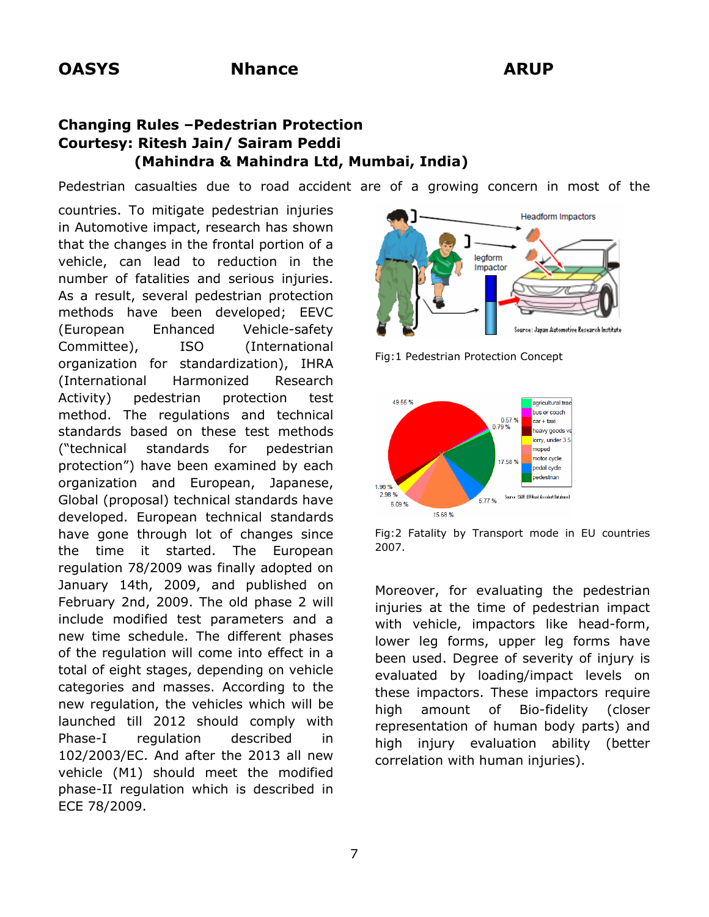## Changing Rules –Pedestrian Protection

**Courtesy: Ritesh Jain/ Sairam Peddi**
**(Mahindra & Mahindra Ltd, Mumbai, India)**

Pedestrian casualties due to road accident are of a growing concern in most of the countries. To mitigate pedestrian injuries in Automotive impact, research has shown that the changes in the frontal portion of a vehicle, can lead to reduction in the number of fatalities and serious injuries. As a result, several pedestrian protection methods have been developed; EEVC (European Enhanced Vehicle-safety Committee), ISO (International organization for standardization), IHRA (International Harmonized Research Activity) pedestrian protection test method. The regulations and technical standards based on these test methods ("technical standards for pedestrian protection") have been examined by each organization and European, Japanese, Global (proposal) technical standards have developed. European technical standards have gone through lot of changes since the time it started. The European regulation 78/2009 was finally adopted on January 14th, 2009, and published on February 2nd, 2009. The old phase 2 will include modified test parameters and a new time schedule. The different phases of the regulation will come into effect in a total of eight stages, depending on vehicle categories and masses. According to the new regulation, the vehicles which will be launched till 2012 should comply with Phase-I regulation described in 102/2003/EC. And after the 2013 all new vehicle (M1) should meet the modified phase-II regulation which is described in ECE 78/2009.

Fig:1 Pedestrian Protection Concept

Fig:2 Fatality by Transport mode in EU countries 2007.

Moreover, for evaluating the pedestrian injuries at the time of pedestrian impact with vehicle, impactors like head-form, lower leg forms, upper leg forms have been used. Degree of severity of injury is evaluated by loading/impact levels on these impactors. These impactors require high amount of Bio-fidelity (closer representation of human body parts) and high injury evaluation ability (better correlation with human injuries).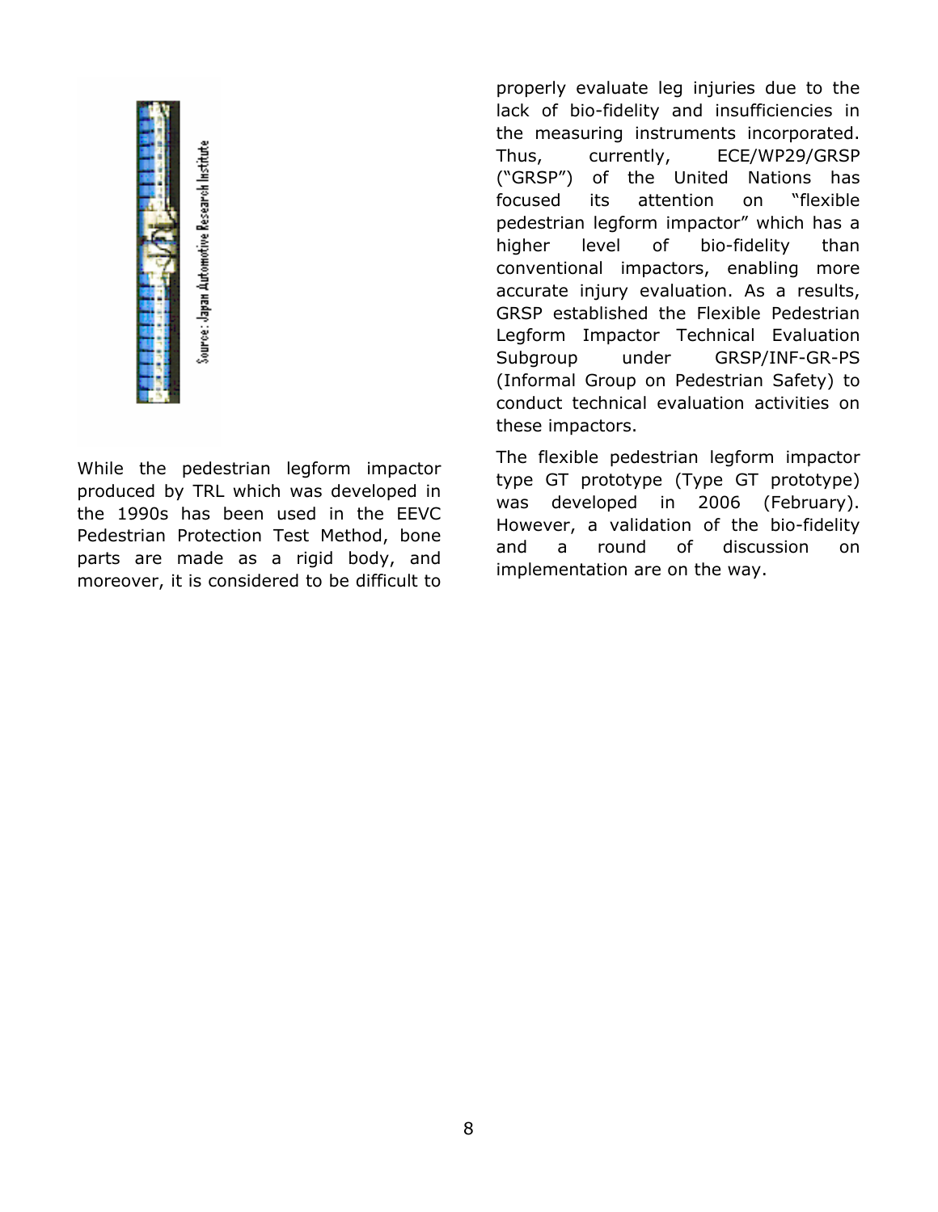Source: Japan Automotive Research Institute

While the pedestrian legform impactor produced by TRL which was developed in the 1990s has been used in the EEVC Pedestrian Protection Test Method, bone parts are made as a rigid body, and moreover, it is considered to be difficult to properly evaluate leg injuries due to the lack of bio-fidelity and insufficiencies in the measuring instruments incorporated. Thus, currently, ECE/WP29/GRSP ("GRSP") of the United Nations has focused its attention on "flexible pedestrian legform impactor" which has a higher level of bio-fidelity than conventional impactors, enabling more accurate injury evaluation. As a results, GRSP established the Flexible Pedestrian Legform Impactor Technical Evaluation Subgroup under GRSP/INF-GR-PS (Informal Group on Pedestrian Safety) to conduct technical evaluation activities on these impactors.

The flexible pedestrian legform impactor type GT prototype (Type GT prototype) was developed in 2006 (February). However, a validation of the bio-fidelity and a round of discussion on implementation are on the way.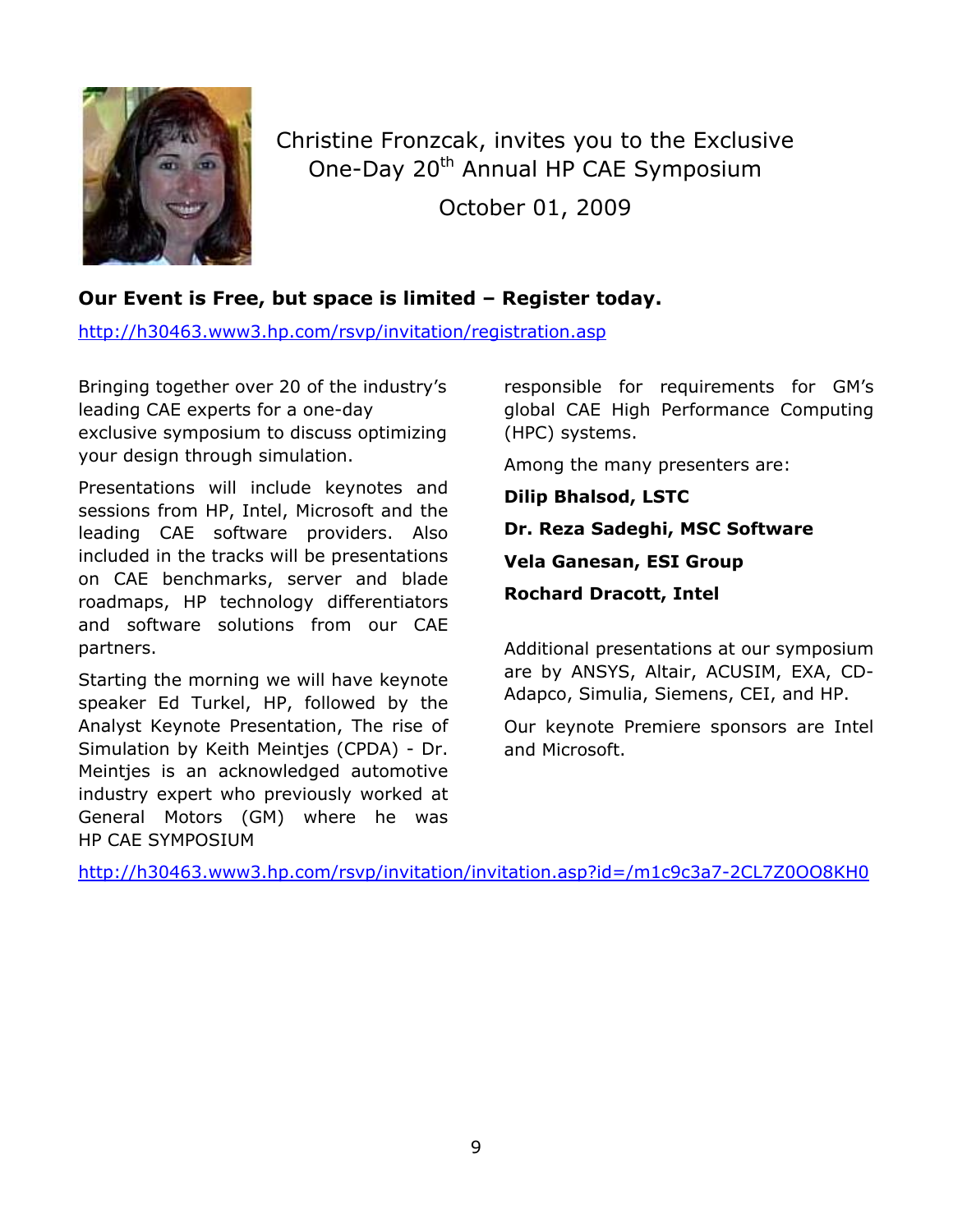Christine Fronzcak, invites you to the Exclusive One-Day 20th Annual HP CAE Symposium

October 01, 2009

**Our Event is Free, but space is limited – Register today.**

http://h30463.www3.hp.com/rsvp/invitation/registration.asp

Bringing together over 20 of the industry's leading CAE experts for a one-day exclusive symposium to discuss optimizing your design through simulation.

Presentations will include keynotes and sessions from HP, Intel, Microsoft and the leading CAE software providers. Also included in the tracks will be presentations on CAE benchmarks, server and blade roadmaps, HP technology differentiators and software solutions from our CAE partners.

Starting the morning we will have keynote speaker Ed Turkel, HP, followed by the Analyst Keynote Presentation, The rise of Simulation by Keith Meintjes (CPDA) - Dr. Meintjes is an acknowledged automotive industry expert who previously worked at General Motors (GM) where he was responsible for requirements for GM's global CAE High Performance Computing (HPC) systems.

Among the many presenters are:

**Dilip Bhalsod, LSTC**

**Dr. Reza Sadeghi, MSC Software**

**Vela Ganesan, ESI Group**

**Rochard Dracott, Intel**

Additional presentations at our symposium are by ANSYS, Altair, ACUSIM, EXA, CD-Adapco, Simulia, Siemens, CEI, and HP.

Our keynote Premiere sponsors are Intel and Microsoft.

HP CAE SYMPOSIUM

http://h30463.www3.hp.com/rsvp/invitation/invitation.asp?id=/m1c9c3a7-2CL7Z0OO8KH0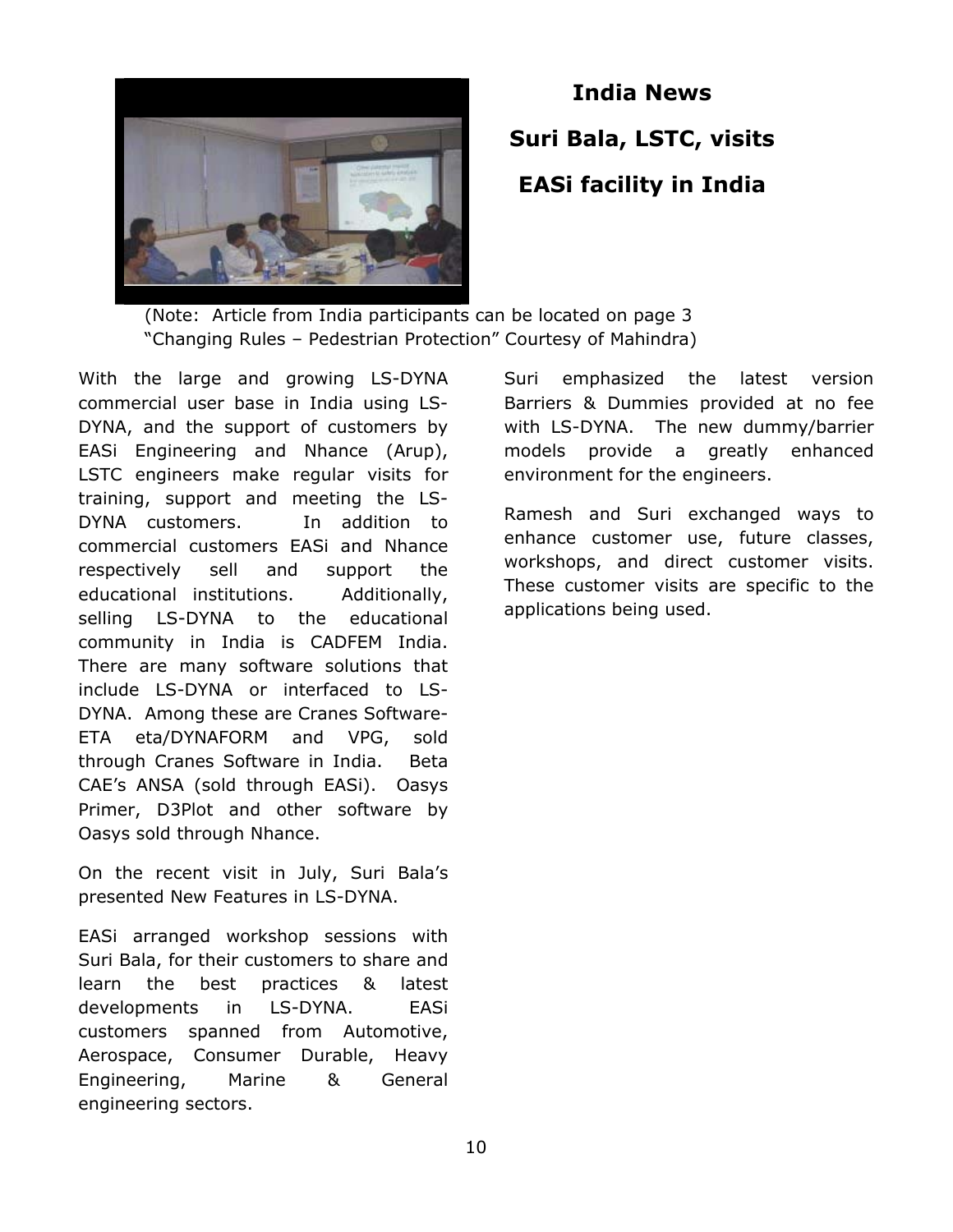# India News

## Suri Bala, LSTC, visits EASi facility in India

(Note: Article from India participants can be located on page 3 "Changing Rules – Pedestrian Protection" Courtesy of Mahindra)

With the large and growing LS-DYNA commercial user base in India using LS-DYNA, and the support of customers by EASi Engineering and Nhance (Arup), LSTC engineers make regular visits for training, support and meeting the LS-DYNA customers. In addition to commercial customers EASi and Nhance respectively sell and support the educational institutions. Additionally, selling LS-DYNA to the educational community in India is CADFEM India. There are many software solutions that include LS-DYNA or interfaced to LS-DYNA. Among these are Cranes Software-ETA eta/DYNAFORM and VPG, sold through Cranes Software in India. Beta CAE's ANSA (sold through EASi). Oasys Primer, D3Plot and other software by Oasys sold through Nhance.

On the recent visit in July, Suri Bala's presented New Features in LS-DYNA.

EASi arranged workshop sessions with Suri Bala, for their customers to share and learn the best practices & latest developments in LS-DYNA. EASi customers spanned from Automotive, Aerospace, Consumer Durable, Heavy Engineering, Marine & General engineering sectors.

Suri emphasized the latest version Barriers & Dummies provided at no fee with LS-DYNA. The new dummy/barrier models provide a greatly enhanced environment for the engineers.

Ramesh and Suri exchanged ways to enhance customer use, future classes, workshops, and direct customer visits. These customer visits are specific to the applications being used.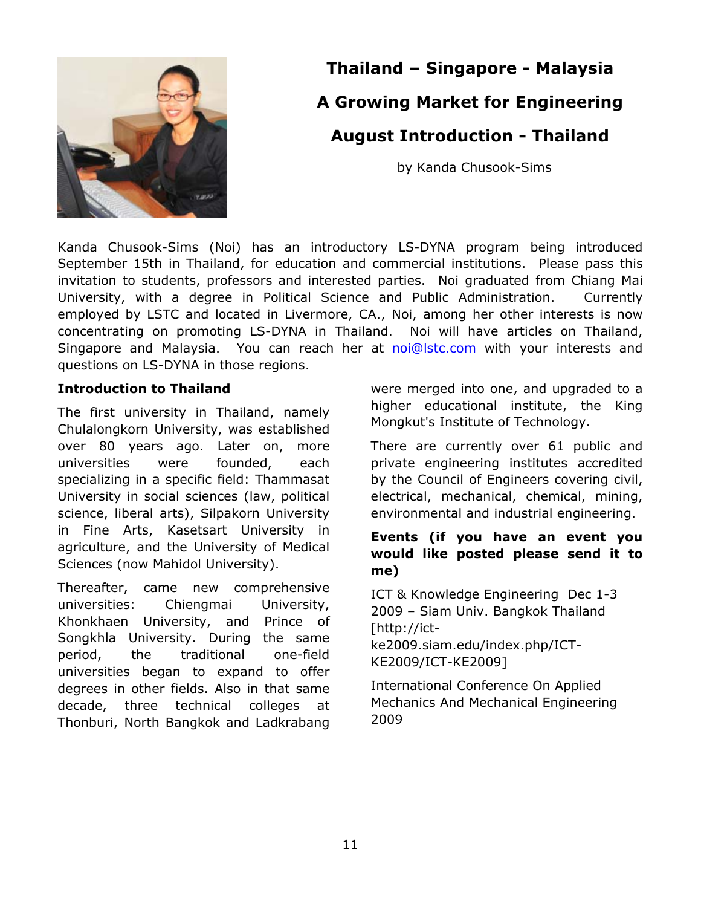# Thailand – Singapore - Malaysia

# A Growing Market for Engineering

# August Introduction - Thailand

by Kanda Chusook-Sims

Kanda Chusook-Sims (Noi) has an introductory LS-DYNA program being introduced September 15th in Thailand, for education and commercial institutions. Please pass this invitation to students, professors and interested parties. Noi graduated from Chiang Mai University, with a degree in Political Science and Public Administration. Currently employed by LSTC and located in Livermore, CA., Noi, among her other interests is now concentrating on promoting LS-DYNA in Thailand. Noi will have articles on Thailand, Singapore and Malaysia. You can reach her at noi@lstc.com with your interests and questions on LS-DYNA in those regions.

**Introduction to Thailand**

The first university in Thailand, namely Chulalongkorn University, was established over 80 years ago. Later on, more universities were founded, each specializing in a specific field: Thammasat University in social sciences (law, political science, liberal arts), Silpakorn University in Fine Arts, Kasetsart University in agriculture, and the University of Medical Sciences (now Mahidol University).

Thereafter, came new comprehensive universities: Chiengmai University, Khonkhaen University, and Prince of Songkhla University. During the same period, the traditional one-field universities began to expand to offer degrees in other fields. Also in that same decade, three technical colleges at Thonburi, North Bangkok and Ladkrabang were merged into one, and upgraded to a higher educational institute, the King Mongkut's Institute of Technology.

There are currently over 61 public and private engineering institutes accredited by the Council of Engineers covering civil, electrical, mechanical, chemical, mining, environmental and industrial engineering.

**Events (if you have an event you would like posted please send it to me)**

ICT & Knowledge Engineering Dec 1-3 2009 – Siam Univ. Bangkok Thailand [http://ict-ke2009.siam.edu/index.php/ICT-KE2009/ICT-KE2009]

International Conference On Applied Mechanics And Mechanical Engineering 2009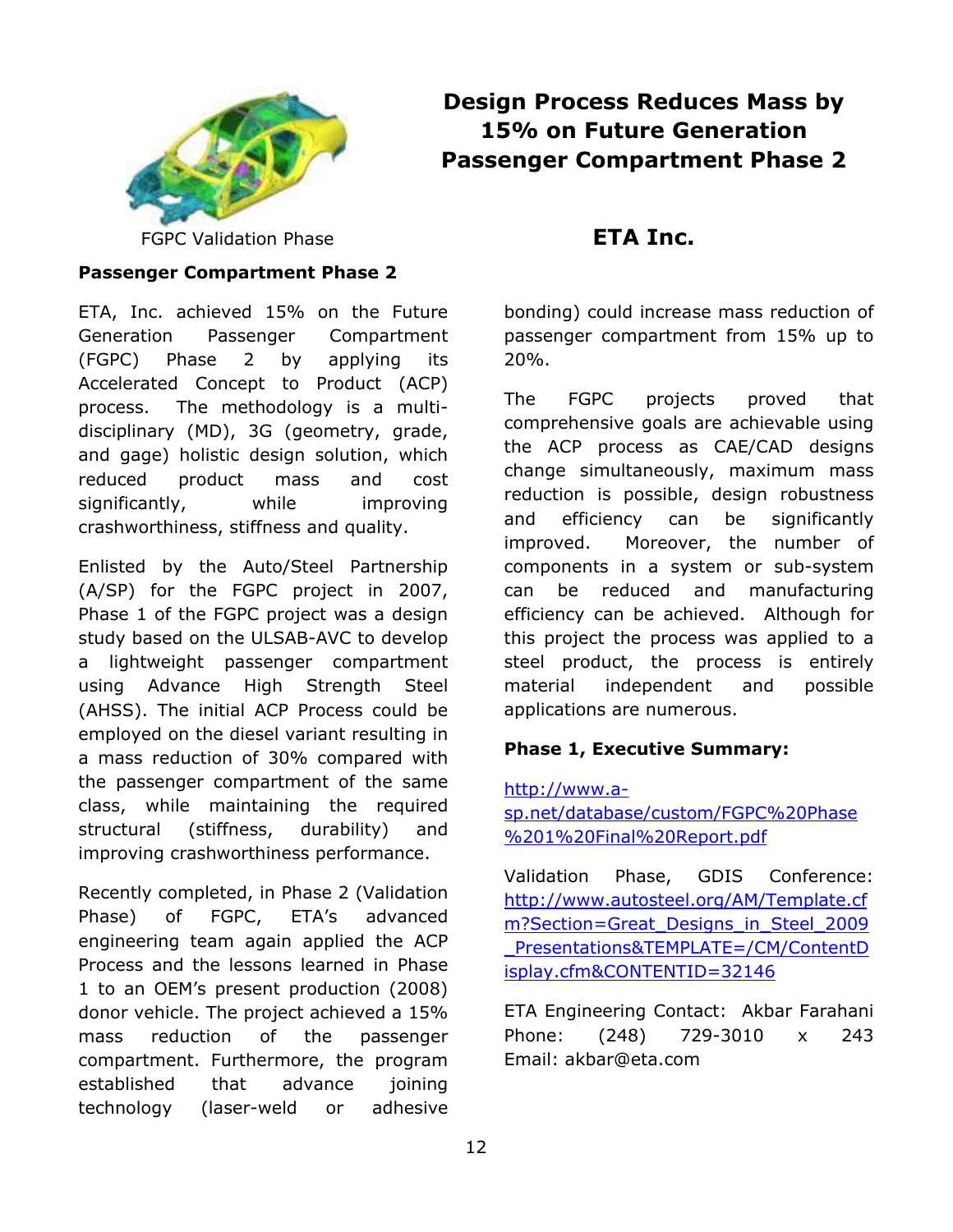# Design Process Reduces Mass by 15% on Future Generation Passenger Compartment Phase 2

## ETA Inc.

FGPC Validation Phase

**Passenger Compartment Phase 2**

ETA, Inc. achieved 15% on the Future Generation Passenger Compartment (FGPC) Phase 2 by applying its Accelerated Concept to Product (ACP) process. The methodology is a multi-disciplinary (MD), 3G (geometry, grade, and gage) holistic design solution, which reduced product mass and cost significantly, while improving crashworthiness, stiffness and quality.

Enlisted by the Auto/Steel Partnership (A/SP) for the FGPC project in 2007, Phase 1 of the FGPC project was a design study based on the ULSAB-AVC to develop a lightweight passenger compartment using Advance High Strength Steel (AHSS). The initial ACP Process could be employed on the diesel variant resulting in a mass reduction of 30% compared with the passenger compartment of the same class, while maintaining the required structural (stiffness, durability) and improving crashworthiness performance.

Recently completed, in Phase 2 (Validation Phase) of FGPC, ETA's advanced engineering team again applied the ACP Process and the lessons learned in Phase 1 to an OEM's present production (2008) donor vehicle. The project achieved a 15% mass reduction of the passenger compartment. Furthermore, the program established that advance joining technology (laser-weld or adhesive bonding) could increase mass reduction of passenger compartment from 15% up to 20%.

The FGPC projects proved that comprehensive goals are achievable using the ACP process as CAE/CAD designs change simultaneously, maximum mass reduction is possible, design robustness and efficiency can be significantly improved. Moreover, the number of components in a system or sub-system can be reduced and manufacturing efficiency can be achieved. Although for this project the process was applied to a steel product, the process is entirely material independent and possible applications are numerous.

**Phase 1, Executive Summary:**

http://www.a-sp.net/database/custom/FGPC%20Phase%201%20Final%20Report.pdf

Validation Phase, GDIS Conference: http://www.autosteel.org/AM/Template.cfm?Section=Great_Designs_in_Steel_2009_Presentations&TEMPLATE=/CM/ContentDisplay.cfm&CONTENTID=32146

ETA Engineering Contact: Akbar Farahani
Phone: (248) 729-3010 x 243
Email: akbar@eta.com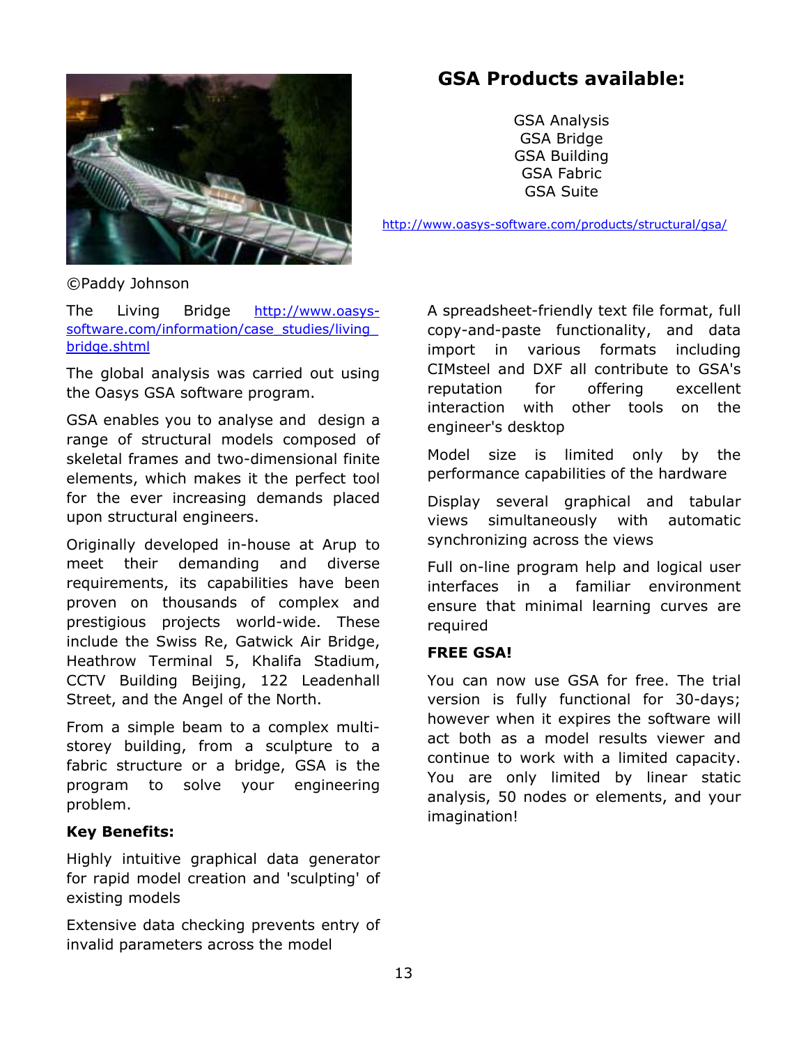## GSA Products available:

GSA Analysis
GSA Bridge
GSA Building
GSA Fabric
GSA Suite

http://www.oasys-software.com/products/structural/gsa/

©Paddy Johnson

The Living Bridge http://www.oasys-software.com/information/case_studies/living_bridge.shtml

The global analysis was carried out using the Oasys GSA software program.

GSA enables you to analyse and design a range of structural models composed of skeletal frames and two-dimensional finite elements, which makes it the perfect tool for the ever increasing demands placed upon structural engineers.

Originally developed in-house at Arup to meet their demanding and diverse requirements, its capabilities have been proven on thousands of complex and prestigious projects world-wide. These include the Swiss Re, Gatwick Air Bridge, Heathrow Terminal 5, Khalifa Stadium, CCTV Building Beijing, 122 Leadenhall Street, and the Angel of the North.

From a simple beam to a complex multi-storey building, from a sculpture to a fabric structure or a bridge, GSA is the program to solve your engineering problem.

**Key Benefits:**

Highly intuitive graphical data generator for rapid model creation and 'sculpting' of existing models

Extensive data checking prevents entry of invalid parameters across the model

A spreadsheet-friendly text file format, full copy-and-paste functionality, and data import in various formats including CIMsteel and DXF all contribute to GSA's reputation for offering excellent interaction with other tools on the engineer's desktop

Model size is limited only by the performance capabilities of the hardware

Display several graphical and tabular views simultaneously with automatic synchronizing across the views

Full on-line program help and logical user interfaces in a familiar environment ensure that minimal learning curves are required

**FREE GSA!**

You can now use GSA for free. The trial version is fully functional for 30-days; however when it expires the software will act both as a model results viewer and continue to work with a limited capacity. You are only limited by linear static analysis, 50 nodes or elements, and your imagination!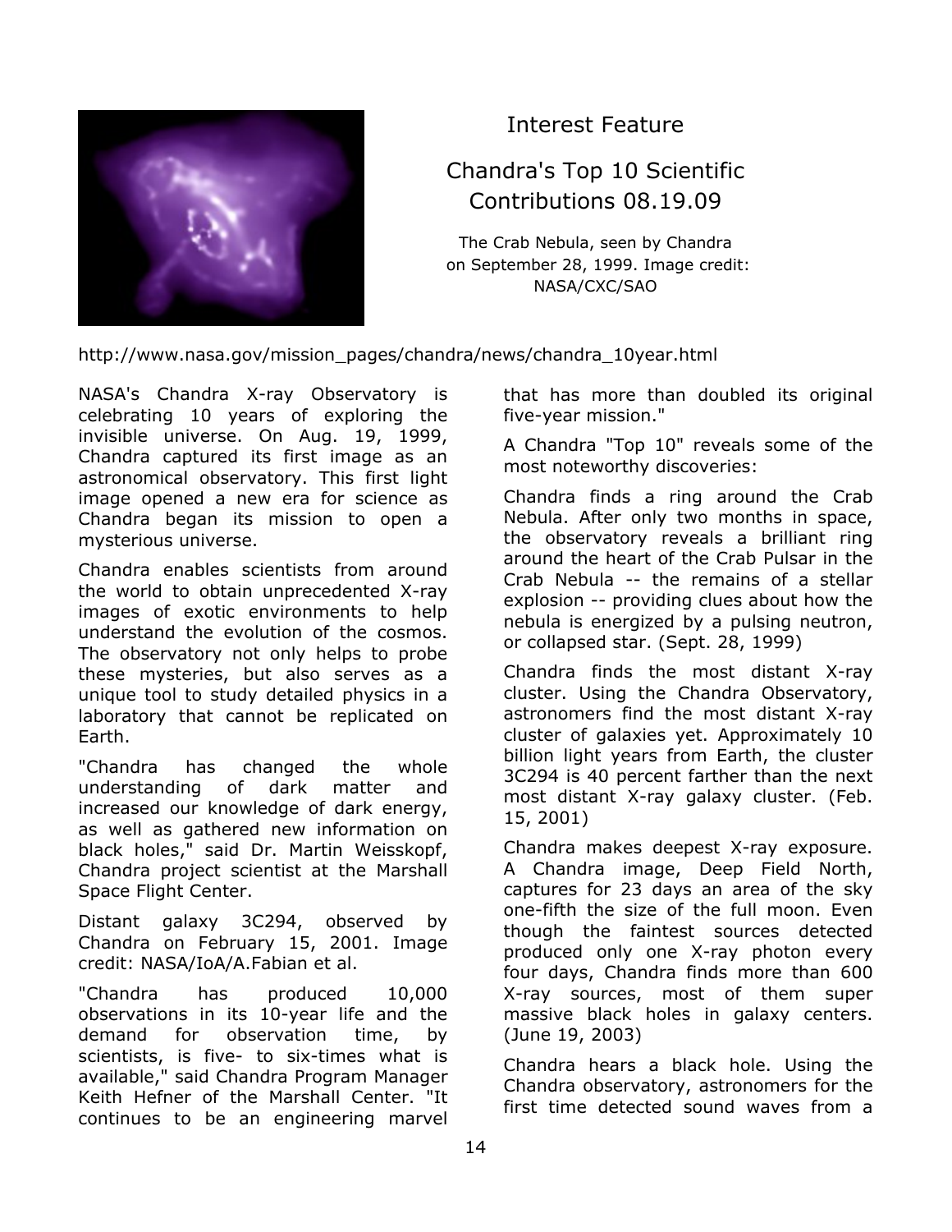# Interest Feature

## Chandra's Top 10 Scientific Contributions 08.19.09

The Crab Nebula, seen by Chandra on September 28, 1999. Image credit: NASA/CXC/SAO

http://www.nasa.gov/mission_pages/chandra/news/chandra_10year.html

NASA's Chandra X-ray Observatory is celebrating 10 years of exploring the invisible universe. On Aug. 19, 1999, Chandra captured its first image as an astronomical observatory. This first light image opened a new era for science as Chandra began its mission to open a mysterious universe.

Chandra enables scientists from around the world to obtain unprecedented X-ray images of exotic environments to help understand the evolution of the cosmos. The observatory not only helps to probe these mysteries, but also serves as a unique tool to study detailed physics in a laboratory that cannot be replicated on Earth.

"Chandra has changed the whole understanding of dark matter and increased our knowledge of dark energy, as well as gathered new information on black holes," said Dr. Martin Weisskopf, Chandra project scientist at the Marshall Space Flight Center.

Distant galaxy 3C294, observed by Chandra on February 15, 2001. Image credit: NASA/IoA/A.Fabian et al.

"Chandra has produced 10,000 observations in its 10-year life and the demand for observation time, by scientists, is five- to six-times what is available," said Chandra Program Manager Keith Hefner of the Marshall Center. "It continues to be an engineering marvel that has more than doubled its original five-year mission."

A Chandra "Top 10" reveals some of the most noteworthy discoveries:

Chandra finds a ring around the Crab Nebula. After only two months in space, the observatory reveals a brilliant ring around the heart of the Crab Pulsar in the Crab Nebula -- the remains of a stellar explosion -- providing clues about how the nebula is energized by a pulsing neutron, or collapsed star. (Sept. 28, 1999)

Chandra finds the most distant X-ray cluster. Using the Chandra Observatory, astronomers find the most distant X-ray cluster of galaxies yet. Approximately 10 billion light years from Earth, the cluster 3C294 is 40 percent farther than the next most distant X-ray galaxy cluster. (Feb. 15, 2001)

Chandra makes deepest X-ray exposure. A Chandra image, Deep Field North, captures for 23 days an area of the sky one-fifth the size of the full moon. Even though the faintest sources detected produced only one X-ray photon every four days, Chandra finds more than 600 X-ray sources, most of them super massive black holes in galaxy centers. (June 19, 2003)

Chandra hears a black hole. Using the Chandra observatory, astronomers for the first time detected sound waves from a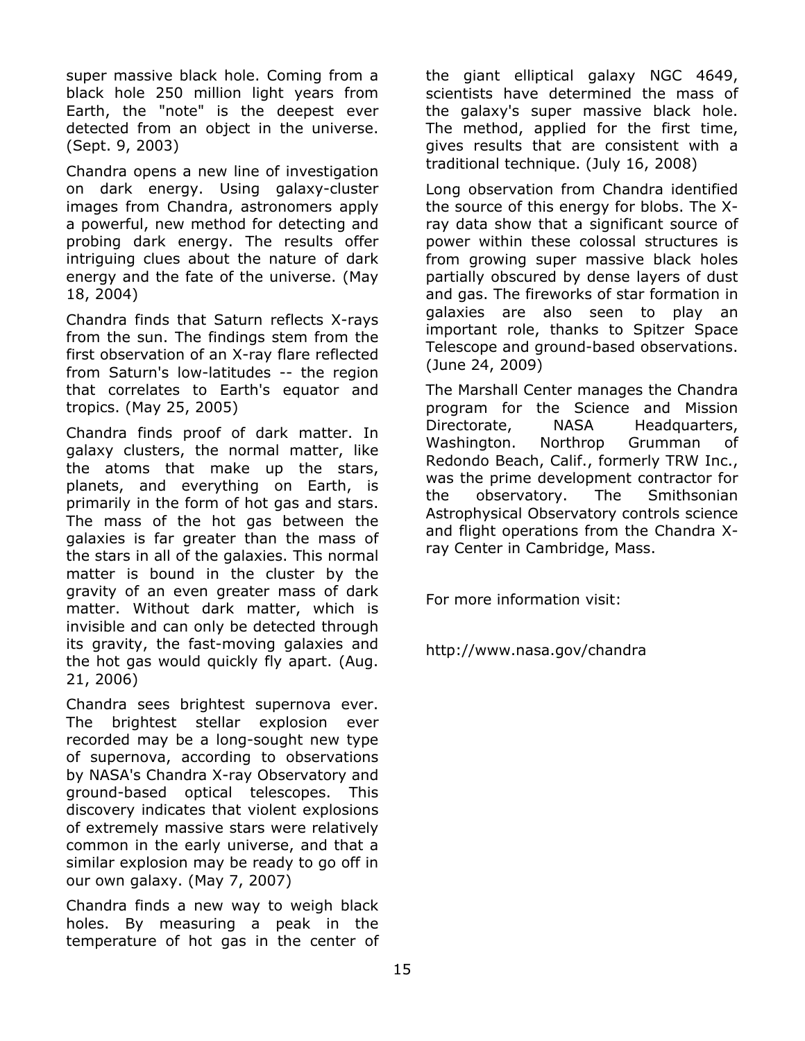super massive black hole. Coming from a black hole 250 million light years from Earth, the "note" is the deepest ever detected from an object in the universe. (Sept. 9, 2003)

Chandra opens a new line of investigation on dark energy. Using galaxy-cluster images from Chandra, astronomers apply a powerful, new method for detecting and probing dark energy. The results offer intriguing clues about the nature of dark energy and the fate of the universe. (May 18, 2004)

Chandra finds that Saturn reflects X-rays from the sun. The findings stem from the first observation of an X-ray flare reflected from Saturn's low-latitudes -- the region that correlates to Earth's equator and tropics. (May 25, 2005)

Chandra finds proof of dark matter. In galaxy clusters, the normal matter, like the atoms that make up the stars, planets, and everything on Earth, is primarily in the form of hot gas and stars. The mass of the hot gas between the galaxies is far greater than the mass of the stars in all of the galaxies. This normal matter is bound in the cluster by the gravity of an even greater mass of dark matter. Without dark matter, which is invisible and can only be detected through its gravity, the fast-moving galaxies and the hot gas would quickly fly apart. (Aug. 21, 2006)

Chandra sees brightest supernova ever. The brightest stellar explosion ever recorded may be a long-sought new type of supernova, according to observations by NASA's Chandra X-ray Observatory and ground-based optical telescopes. This discovery indicates that violent explosions of extremely massive stars were relatively common in the early universe, and that a similar explosion may be ready to go off in our own galaxy. (May 7, 2007)

Chandra finds a new way to weigh black holes. By measuring a peak in the temperature of hot gas in the center of the giant elliptical galaxy NGC 4649, scientists have determined the mass of the galaxy's super massive black hole. The method, applied for the first time, gives results that are consistent with a traditional technique. (July 16, 2008)

Long observation from Chandra identified the source of this energy for blobs. The X-ray data show that a significant source of power within these colossal structures is from growing super massive black holes partially obscured by dense layers of dust and gas. The fireworks of star formation in galaxies are also seen to play an important role, thanks to Spitzer Space Telescope and ground-based observations. (June 24, 2009)

The Marshall Center manages the Chandra program for the Science and Mission Directorate, NASA Headquarters, Washington. Northrop Grumman of Redondo Beach, Calif., formerly TRW Inc., was the prime development contractor for the observatory. The Smithsonian Astrophysical Observatory controls science and flight operations from the Chandra X-ray Center in Cambridge, Mass.

For more information visit:

http://www.nasa.gov/chandra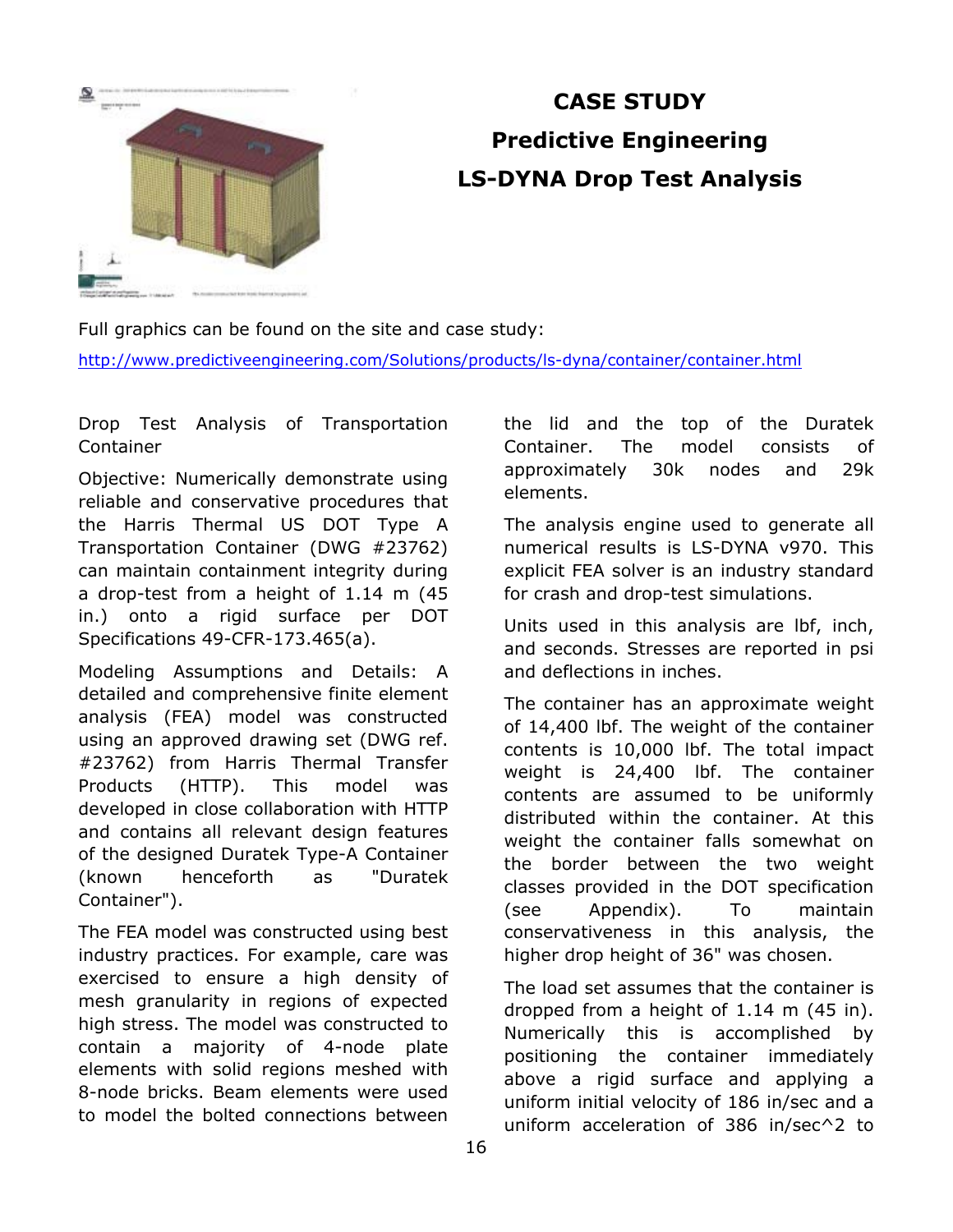# CASE STUDY

## Predictive Engineering

## LS-DYNA Drop Test Analysis

Full graphics can be found on the site and case study:

http://www.predictiveengineering.com/Solutions/products/ls-dyna/container/container.html

Drop Test Analysis of Transportation Container

Objective: Numerically demonstrate using reliable and conservative procedures that the Harris Thermal US DOT Type A Transportation Container (DWG #23762) can maintain containment integrity during a drop-test from a height of 1.14 m (45 in.) onto a rigid surface per DOT Specifications 49-CFR-173.465(a).

Modeling Assumptions and Details: A detailed and comprehensive finite element analysis (FEA) model was constructed using an approved drawing set (DWG ref. #23762) from Harris Thermal Transfer Products (HTTP). This model was developed in close collaboration with HTTP and contains all relevant design features of the designed Duratek Type-A Container (known henceforth as "Duratek Container").

The FEA model was constructed using best industry practices. For example, care was exercised to ensure a high density of mesh granularity in regions of expected high stress. The model was constructed to contain a majority of 4-node plate elements with solid regions meshed with 8-node bricks. Beam elements were used to model the bolted connections between the lid and the top of the Duratek Container. The model consists of approximately 30k nodes and 29k elements.

The analysis engine used to generate all numerical results is LS-DYNA v970. This explicit FEA solver is an industry standard for crash and drop-test simulations.

Units used in this analysis are lbf, inch, and seconds. Stresses are reported in psi and deflections in inches.

The container has an approximate weight of 14,400 lbf. The weight of the container contents is 10,000 lbf. The total impact weight is 24,400 lbf. The container contents are assumed to be uniformly distributed within the container. At this weight the container falls somewhat on the border between the two weight classes provided in the DOT specification (see Appendix). To maintain conservativeness in this analysis, the higher drop height of 36" was chosen.

The load set assumes that the container is dropped from a height of 1.14 m (45 in). Numerically this is accomplished by positioning the container immediately above a rigid surface and applying a uniform initial velocity of 186 in/sec and a uniform acceleration of 386 in/sec^2 to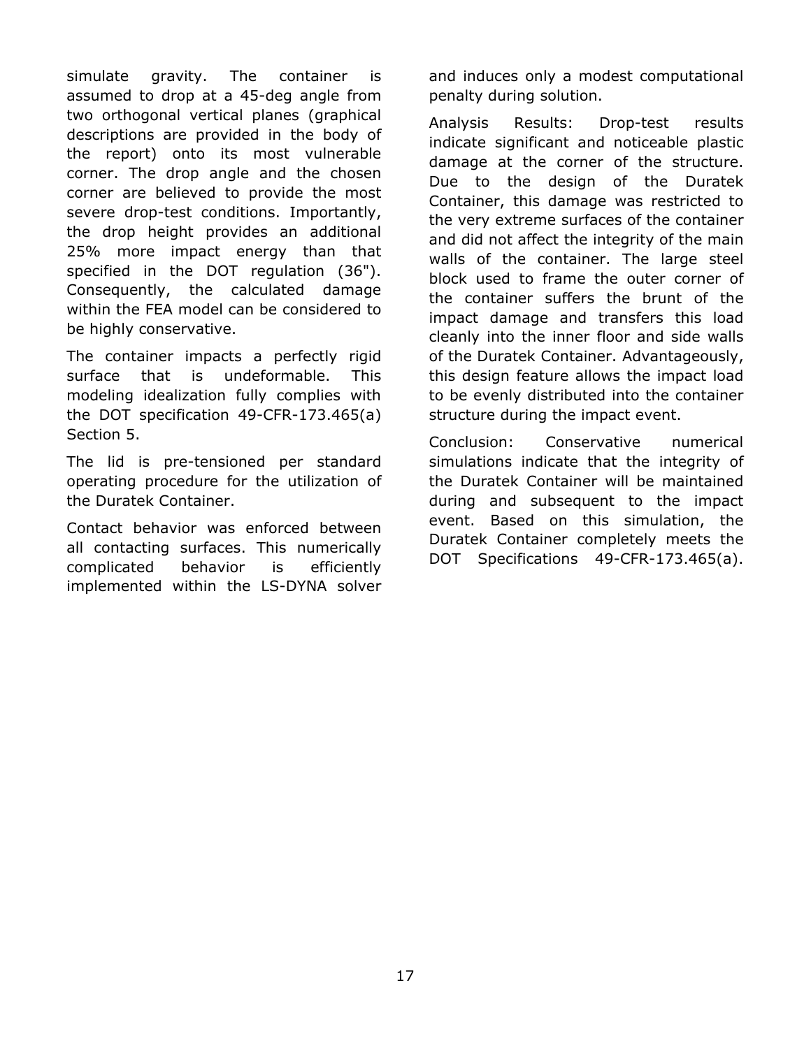simulate gravity. The container is assumed to drop at a 45-deg angle from two orthogonal vertical planes (graphical descriptions are provided in the body of the report) onto its most vulnerable corner. The drop angle and the chosen corner are believed to provide the most severe drop-test conditions. Importantly, the drop height provides an additional 25% more impact energy than that specified in the DOT regulation (36"). Consequently, the calculated damage within the FEA model can be considered to be highly conservative.

The container impacts a perfectly rigid surface that is undeformable. This modeling idealization fully complies with the DOT specification 49-CFR-173.465(a) Section 5.

The lid is pre-tensioned per standard operating procedure for the utilization of the Duratek Container.

Contact behavior was enforced between all contacting surfaces. This numerically complicated behavior is efficiently implemented within the LS-DYNA solver and induces only a modest computational penalty during solution.

Analysis Results: Drop-test results indicate significant and noticeable plastic damage at the corner of the structure. Due to the design of the Duratek Container, this damage was restricted to the very extreme surfaces of the container and did not affect the integrity of the main walls of the container. The large steel block used to frame the outer corner of the container suffers the brunt of the impact damage and transfers this load cleanly into the inner floor and side walls of the Duratek Container. Advantageously, this design feature allows the impact load to be evenly distributed into the container structure during the impact event.

Conclusion: Conservative numerical simulations indicate that the integrity of the Duratek Container will be maintained during and subsequent to the impact event. Based on this simulation, the Duratek Container completely meets the DOT Specifications 49-CFR-173.465(a).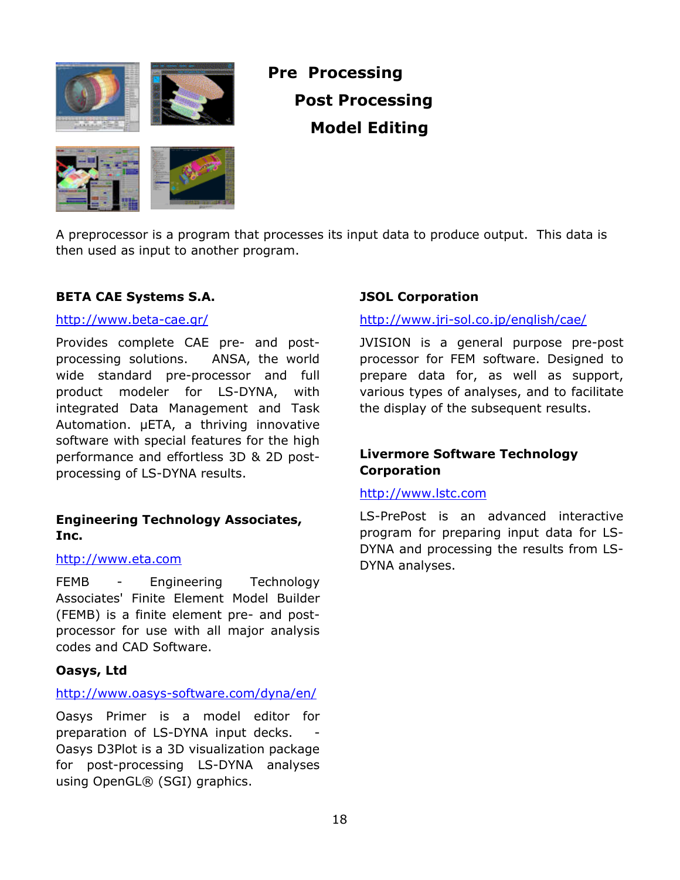# Pre Processing

## Post Processing

## Model Editing

A preprocessor is a program that processes its input data to produce output. This data is then used as input to another program.

**BETA CAE Systems S.A.**

http://www.beta-cae.gr/

Provides complete CAE pre- and post-processing solutions. ANSA, the world wide standard pre-processor and full product modeler for LS-DYNA, with integrated Data Management and Task Automation. μETA, a thriving innovative software with special features for the high performance and effortless 3D & 2D post-processing of LS-DYNA results.

**Engineering Technology Associates, Inc.**

http://www.eta.com

FEMB - Engineering Technology Associates' Finite Element Model Builder (FEMB) is a finite element pre- and post-processor for use with all major analysis codes and CAD Software.

**Oasys, Ltd**

http://www.oasys-software.com/dyna/en/

Oasys Primer is a model editor for preparation of LS-DYNA input decks. - Oasys D3Plot is a 3D visualization package for post-processing LS-DYNA analyses using OpenGL® (SGI) graphics.

**JSOL Corporation**

http://www.jri-sol.co.jp/english/cae/

JVISION is a general purpose pre-post processor for FEM software. Designed to prepare data for, as well as support, various types of analyses, and to facilitate the display of the subsequent results.

**Livermore Software Technology Corporation**

http://www.lstc.com

LS-PrePost is an advanced interactive program for preparing input data for LS-DYNA and processing the results from LS-DYNA analyses.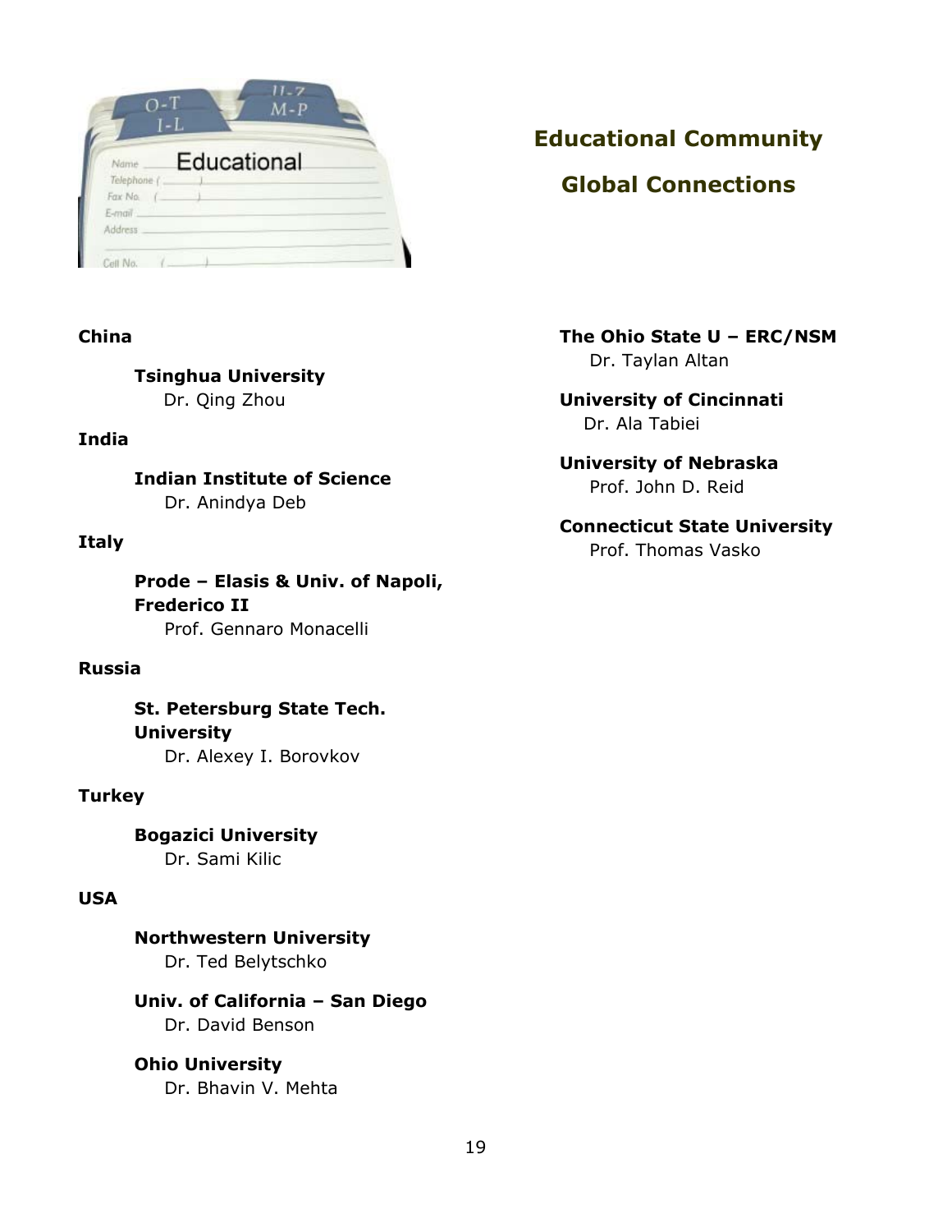## Educational Community

## Global Connections

**China**

**Tsinghua University**
Dr. Qing Zhou

**India**

**Indian Institute of Science**
Dr. Anindya Deb

**Italy**

**Prode – Elasis & Univ. of Napoli, Frederico II**
Prof. Gennaro Monacelli

**Russia**

**St. Petersburg State Tech. University**
Dr. Alexey I. Borovkov

**Turkey**

**Bogazici University**
Dr. Sami Kilic

**USA**

**Northwestern University**
Dr. Ted Belytschko

**Univ. of California – San Diego**
Dr. David Benson

**Ohio University**
Dr. Bhavin V. Mehta

**The Ohio State U – ERC/NSM**
Dr. Taylan Altan

**University of Cincinnati**
Dr. Ala Tabiei

**University of Nebraska**
Prof. John D. Reid

**Connecticut State University**
Prof. Thomas Vasko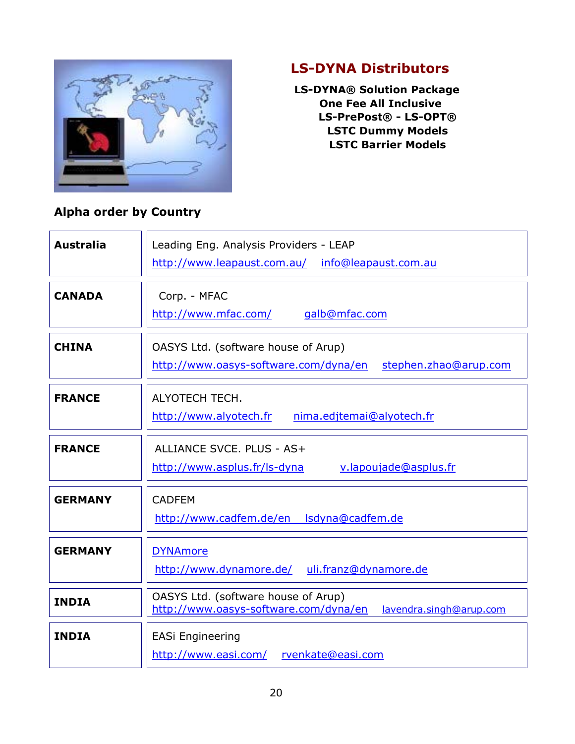## LS-DYNA Distributors

**LS-DYNA® Solution Package**
**One Fee All Inclusive**
**LS-PrePost® - LS-OPT®**
**LSTC Dummy Models**
**LSTC Barrier Models**

**Alpha order by Country**

| | |
|---|---|
| **Australia** | Leading Eng. Analysis Providers - LEAP<br>http://www.leapaust.com.au/ info@leapaust.com.au |
| **CANADA** | Corp. - MFAC<br>http://www.mfac.com/ galb@mfac.com |
| **CHINA** | OASYS Ltd. (software house of Arup)<br>http://www.oasys-software.com/dyna/en stephen.zhao@arup.com |
| **FRANCE** | ALYOTECH TECH.<br>http://www.alyotech.fr nima.edjtemai@alyotech.fr |
| **FRANCE** | ALLIANCE SVCE. PLUS - AS+<br>http://www.asplus.fr/ls-dyna v.lapoujade@asplus.fr |
| **GERMANY** | CADFEM<br>http://www.cadfem.de/en lsdyna@cadfem.de |
| **GERMANY** | DYNAmore<br>http://www.dynamore.de/ uli.franz@dynamore.de |
| **INDIA** | OASYS Ltd. (software house of Arup)<br>http://www.oasys-software.com/dyna/en lavendra.singh@arup.com |
| **INDIA** | EASi Engineering<br>http://www.easi.com/ rvenkate@easi.com |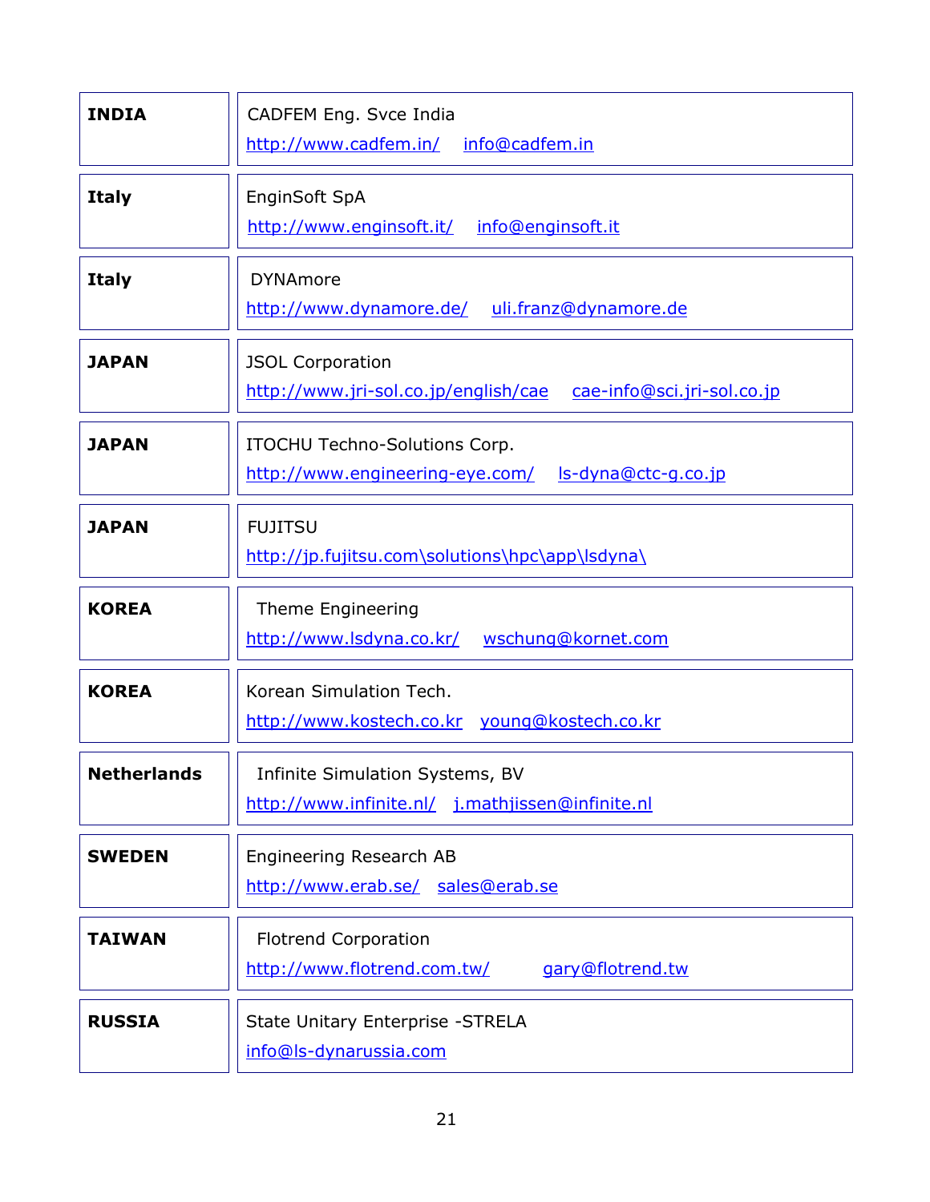| | |
|---|---|
| **INDIA** | CADFEM Eng. Svce India<br>http://www.cadfem.in/ info@cadfem.in |
| **Italy** | EnginSoft SpA<br>http://www.enginsoft.it/ info@enginsoft.it |
| **Italy** | DYNAmore<br>http://www.dynamore.de/ uli.franz@dynamore.de |
| **JAPAN** | JSOL Corporation<br>http://www.jri-sol.co.jp/english/cae cae-info@sci.jri-sol.co.jp |
| **JAPAN** | ITOCHU Techno-Solutions Corp.<br>http://www.engineering-eye.com/ ls-dyna@ctc-g.co.jp |
| **JAPAN** | FUJITSU<br>http://jp.fujitsu.com\solutions\hpc\app\lsdyna\ |
| **KOREA** | Theme Engineering<br>http://www.lsdyna.co.kr/ wschung@kornet.com |
| **KOREA** | Korean Simulation Tech.<br>http://www.kostech.co.kr young@kostech.co.kr |
| **Netherlands** | Infinite Simulation Systems, BV<br>http://www.infinite.nl/ j.mathjissen@infinite.nl |
| **SWEDEN** | Engineering Research AB<br>http://www.erab.se/ sales@erab.se |
| **TAIWAN** | Flotrend Corporation<br>http://www.flotrend.com.tw/ gary@flotrend.tw |
| **RUSSIA** | State Unitary Enterprise -STRELA<br>info@ls-dynarussia.com |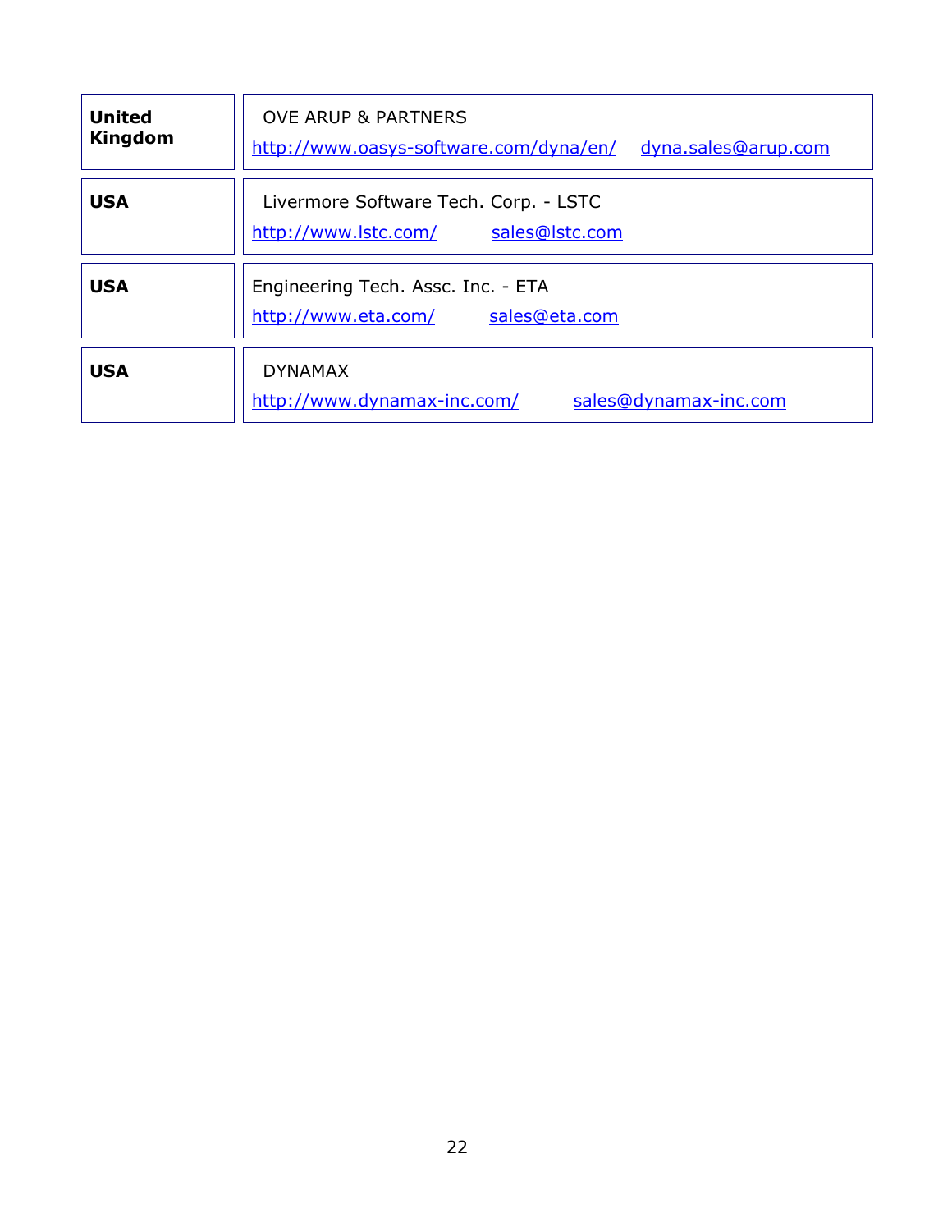| | |
|---|---|
| **United Kingdom** | OVE ARUP & PARTNERS<br>http://www.oasys-software.com/dyna/en/ dyna.sales@arup.com |
| **USA** | Livermore Software Tech. Corp. - LSTC<br>http://www.lstc.com/ sales@lstc.com |
| **USA** | Engineering Tech. Assc. Inc. - ETA<br>http://www.eta.com/ sales@eta.com |
| **USA** | DYNAMAX<br>http://www.dynamax-inc.com/ sales@dynamax-inc.com |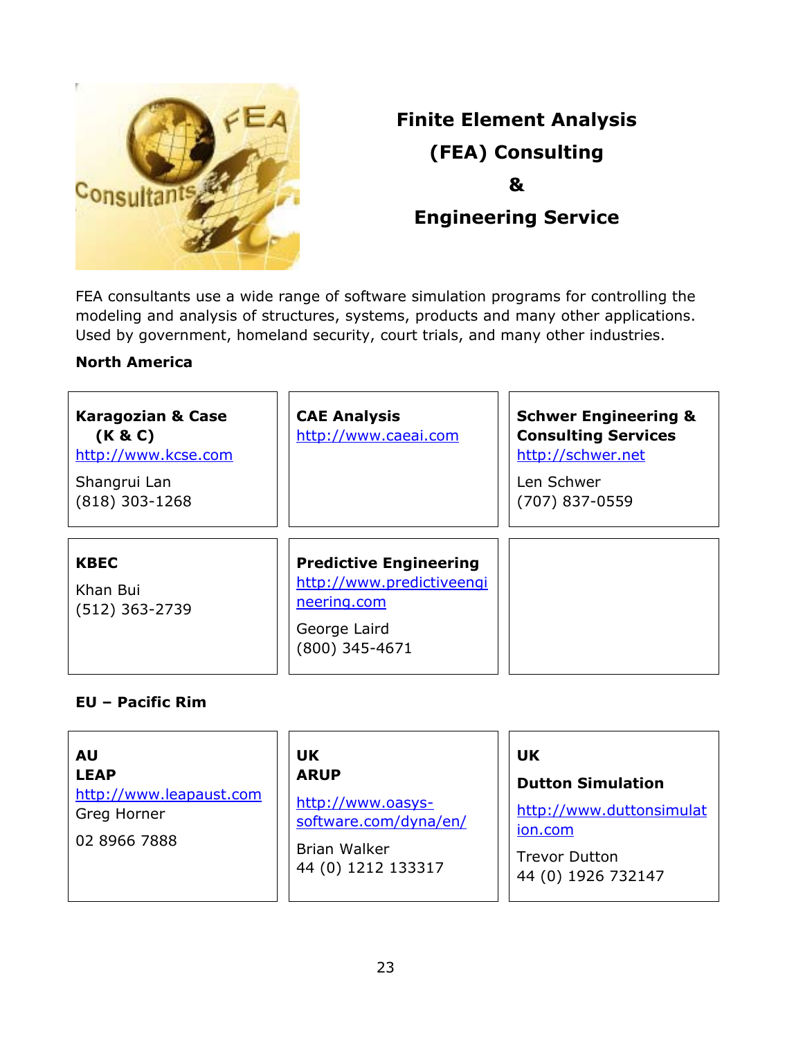# Finite Element Analysis (FEA) Consulting & Engineering Service

FEA consultants use a wide range of software simulation programs for controlling the modeling and analysis of structures, systems, products and many other applications. Used by government, homeland security, court trials, and many other industries.

**North America**

| | | |
|---|---|---|
| **Karagozian & Case (K & C)**<br>http://www.kcse.com<br>Shangrui Lan<br>(818) 303-1268 | **CAE Analysis**<br>http://www.caeai.com | **Schwer Engineering & Consulting Services**<br>http://schwer.net<br>Len Schwer<br>(707) 837-0559 |
| **KBEC**<br>Khan Bui<br>(512) 363-2739 | **Predictive Engineering**<br>http://www.predictiveengineering.com<br>George Laird<br>(800) 345-4671 | |

**EU – Pacific Rim**

| | | |
|---|---|---|
| **AU**<br>**LEAP**<br>http://www.leapaust.com<br>Greg Horner<br>02 8966 7888 | **UK**<br>**ARUP**<br>http://www.oasys-software.com/dyna/en/<br>Brian Walker<br>44 (0) 1212 133317 | **UK**<br>**Dutton Simulation**<br>http://www.duttonsimulation.com<br>Trevor Dutton<br>44 (0) 1926 732147 |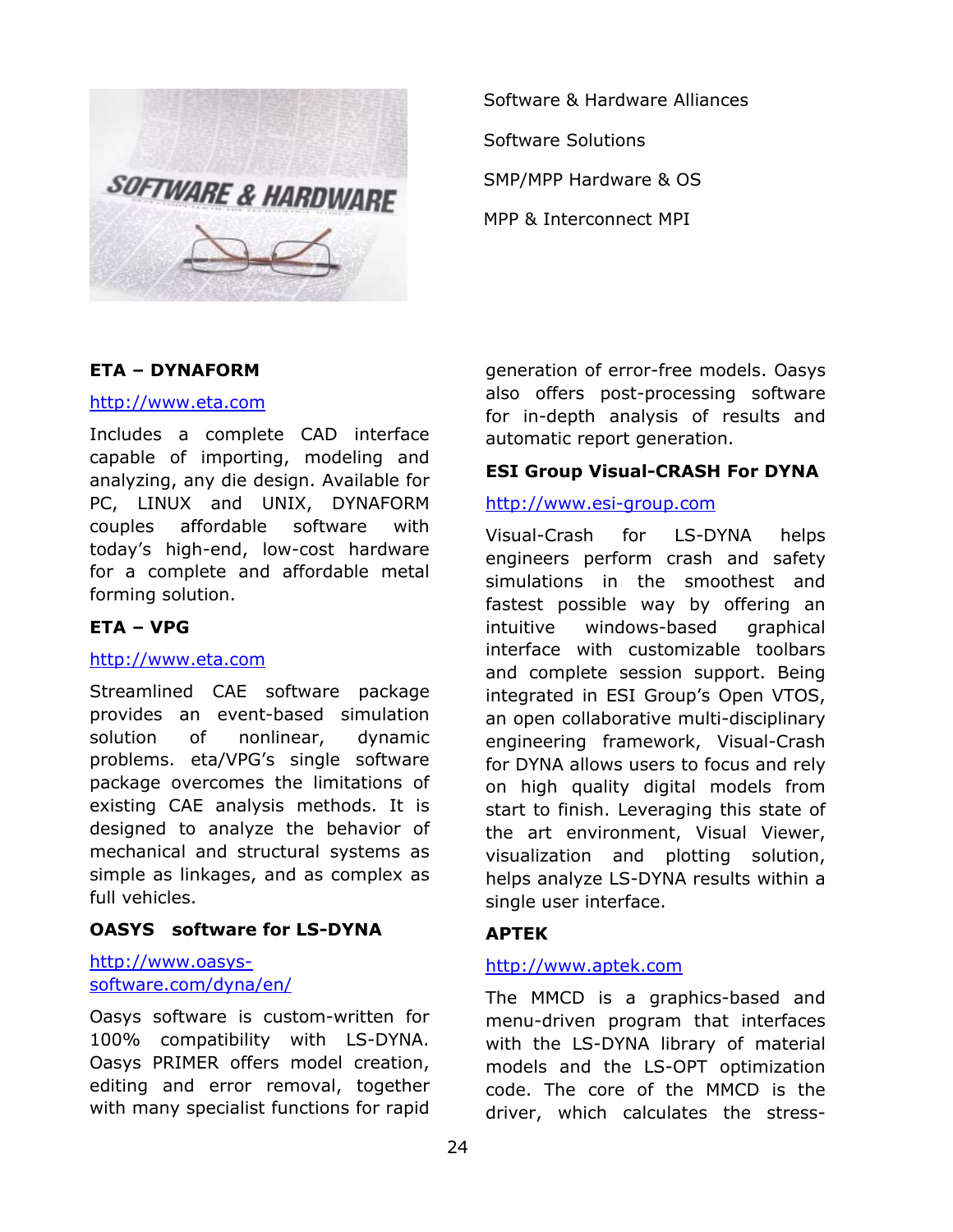Software & Hardware Alliances

Software Solutions

SMP/MPP Hardware & OS

MPP & Interconnect MPI

**ETA – DYNAFORM**

http://www.eta.com

Includes a complete CAD interface capable of importing, modeling and analyzing, any die design. Available for PC, LINUX and UNIX, DYNAFORM couples affordable software with today's high-end, low-cost hardware for a complete and affordable metal forming solution.

**ETA – VPG**

http://www.eta.com

Streamlined CAE software package provides an event-based simulation solution of nonlinear, dynamic problems. eta/VPG's single software package overcomes the limitations of existing CAE analysis methods. It is designed to analyze the behavior of mechanical and structural systems as simple as linkages, and as complex as full vehicles.

**OASYS software for LS-DYNA**

http://www.oasys-software.com/dyna/en/

Oasys software is custom-written for 100% compatibility with LS-DYNA. Oasys PRIMER offers model creation, editing and error removal, together with many specialist functions for rapid generation of error-free models. Oasys also offers post-processing software for in-depth analysis of results and automatic report generation.

**ESI Group Visual-CRASH For DYNA**

http://www.esi-group.com

Visual-Crash for LS-DYNA helps engineers perform crash and safety simulations in the smoothest and fastest possible way by offering an intuitive windows-based graphical interface with customizable toolbars and complete session support. Being integrated in ESI Group's Open VTOS, an open collaborative multi-disciplinary engineering framework, Visual-Crash for DYNA allows users to focus and rely on high quality digital models from start to finish. Leveraging this state of the art environment, Visual Viewer, visualization and plotting solution, helps analyze LS-DYNA results within a single user interface.

**APTEK**

http://www.aptek.com

The MMCD is a graphics-based and menu-driven program that interfaces with the LS-DYNA library of material models and the LS-OPT optimization code. The core of the MMCD is the driver, which calculates the stress-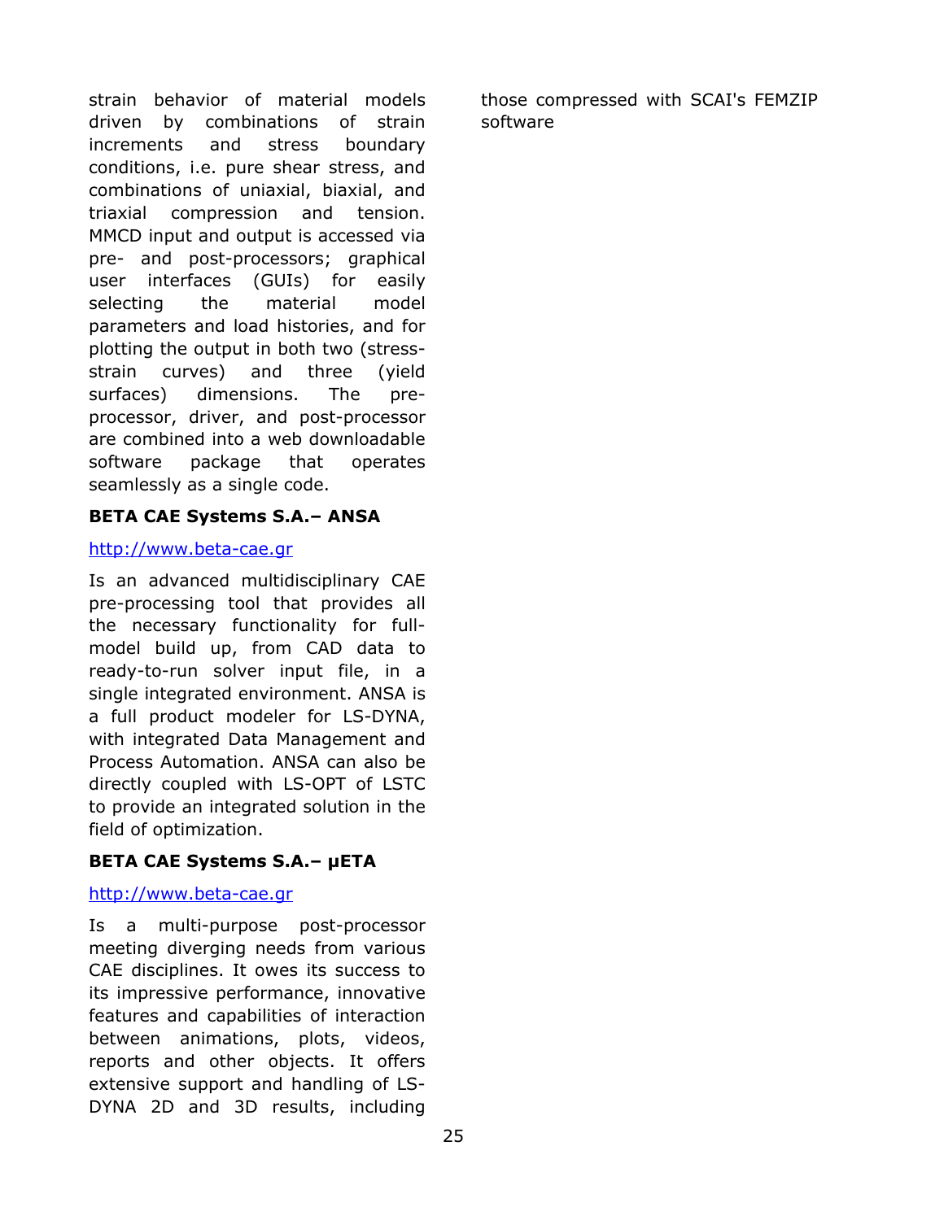strain behavior of material models driven by combinations of strain increments and stress boundary conditions, i.e. pure shear stress, and combinations of uniaxial, biaxial, and triaxial compression and tension. MMCD input and output is accessed via pre- and post-processors; graphical user interfaces (GUIs) for easily selecting the material model parameters and load histories, and for plotting the output in both two (stress-strain curves) and three (yield surfaces) dimensions. The pre-processor, driver, and post-processor are combined into a web downloadable software package that operates seamlessly as a single code.

**BETA CAE Systems S.A.– ANSA**

http://www.beta-cae.gr

Is an advanced multidisciplinary CAE pre-processing tool that provides all the necessary functionality for full-model build up, from CAD data to ready-to-run solver input file, in a single integrated environment. ANSA is a full product modeler for LS-DYNA, with integrated Data Management and Process Automation. ANSA can also be directly coupled with LS-OPT of LSTC to provide an integrated solution in the field of optimization.

**BETA CAE Systems S.A.– μETA**

http://www.beta-cae.gr

Is a multi-purpose post-processor meeting diverging needs from various CAE disciplines. It owes its success to its impressive performance, innovative features and capabilities of interaction between animations, plots, videos, reports and other objects. It offers extensive support and handling of LS-DYNA 2D and 3D results, including those compressed with SCAI's FEMZIP software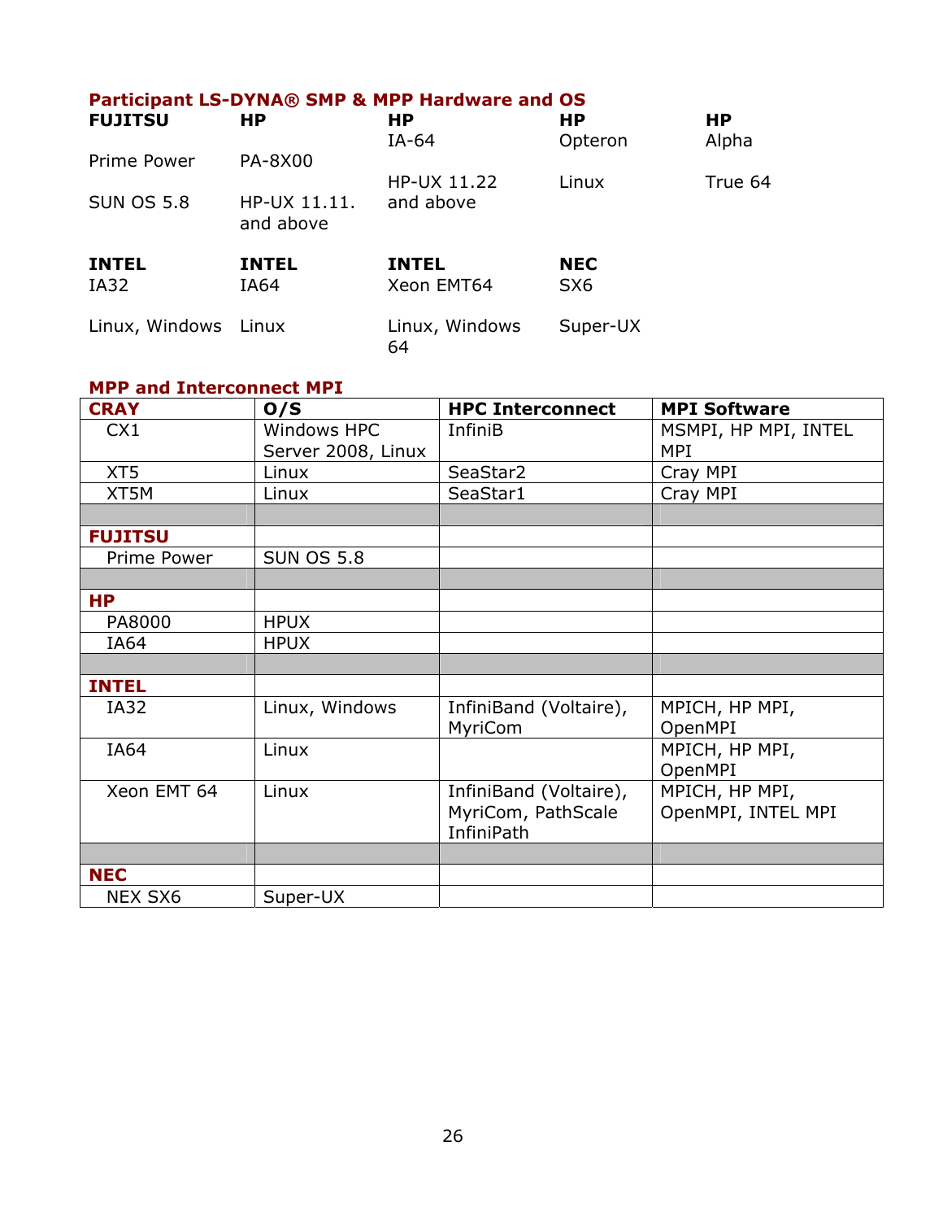### Participant LS-DYNA® SMP & MPP Hardware and OS

| **FUJITSU** | **HP** | **HP** | **HP** | **HP** |
|---|---|---|---|---|
| | | IA-64 | Opteron | Alpha |
| Prime Power | PA-8X00 | | | |
| | | HP-UX 11.22 and above | Linux | True 64 |
| SUN OS 5.8 | HP-UX 11.11. and above | | | |

| **INTEL** | **INTEL** | **INTEL** | **NEC** |
|---|---|---|---|
| IA32 | IA64 | Xeon EMT64 | SX6 |
| Linux, Windows | Linux | Linux, Windows 64 | Super-UX |

### MPP and Interconnect MPI

| **CRAY** | **O/S** | **HPC Interconnect** | **MPI Software** |
|---|---|---|---|
| CX1 | Windows HPC Server 2008, Linux | InfiniB | MSMPI, HP MPI, INTEL MPI |
| XT5 | Linux | SeaStar2 | Cray MPI |
| XT5M | Linux | SeaStar1 | Cray MPI |
| | | | |
| **FUJITSU** | | | |
| Prime Power | SUN OS 5.8 | | |
| | | | |
| **HP** | | | |
| PA8000 | HPUX | | |
| IA64 | HPUX | | |
| | | | |
| **INTEL** | | | |
| IA32 | Linux, Windows | InfiniBand (Voltaire), MyriCom | MPICH, HP MPI, OpenMPI |
| IA64 | Linux | | MPICH, HP MPI, OpenMPI |
| Xeon EMT 64 | Linux | InfiniBand (Voltaire), MyriCom, PathScale InfiniPath | MPICH, HP MPI, OpenMPI, INTEL MPI |
| | | | |
| **NEC** | | | |
| NEX SX6 | Super-UX | | |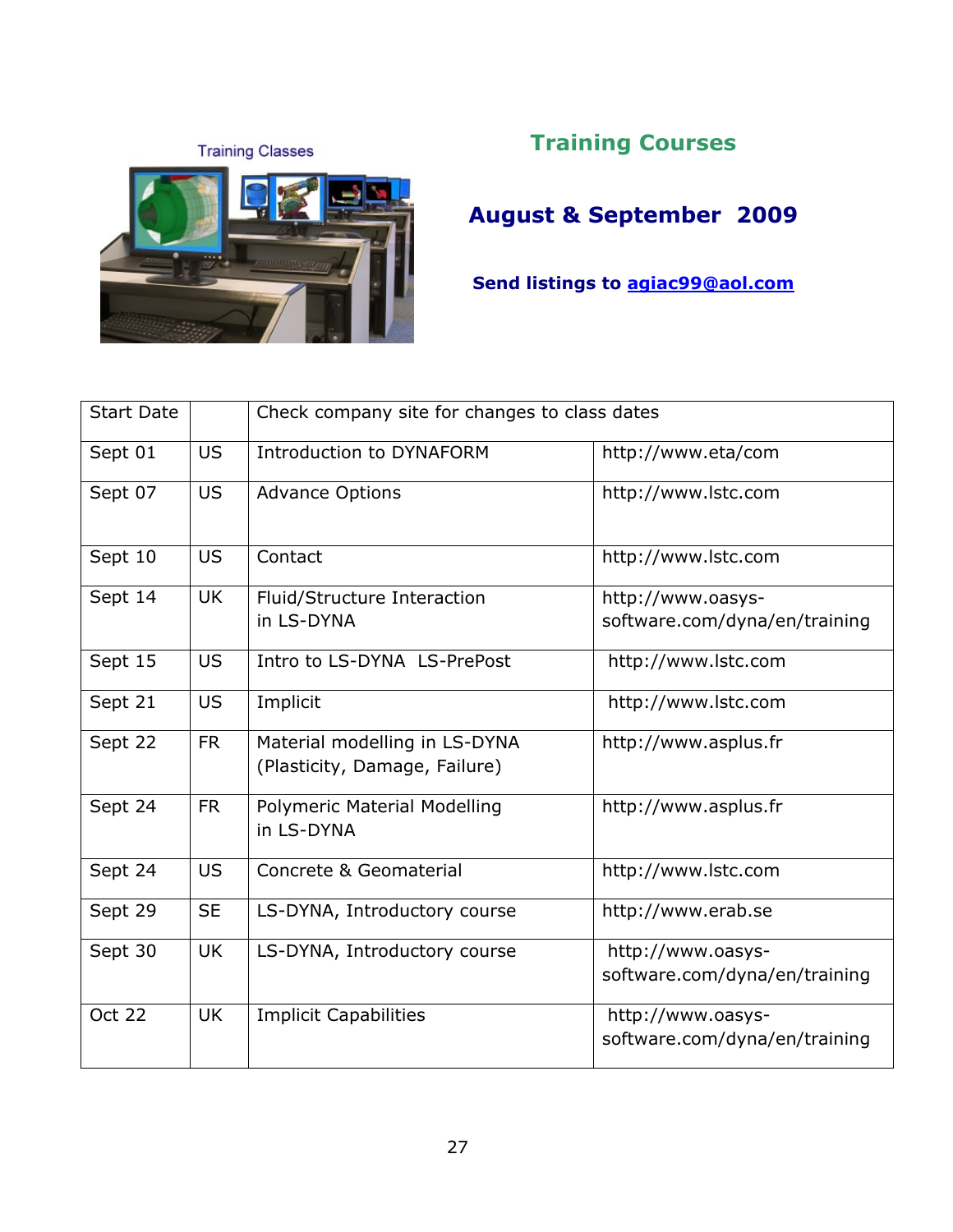## Training Courses

### August & September 2009

**Send listings to agiac99@aol.com**

| Start Date | | Check company site for changes to class dates | |
|---|---|---|---|
| Sept 01 | US | Introduction to DYNAFORM | http://www.eta/com |
| Sept 07 | US | Advance Options | http://www.lstc.com |
| Sept 10 | US | Contact | http://www.lstc.com |
| Sept 14 | UK | Fluid/Structure Interaction in LS-DYNA | http://www.oasys-software.com/dyna/en/training |
| Sept 15 | US | Intro to LS-DYNA LS-PrePost | http://www.lstc.com |
| Sept 21 | US | Implicit | http://www.lstc.com |
| Sept 22 | FR | Material modelling in LS-DYNA (Plasticity, Damage, Failure) | http://www.asplus.fr |
| Sept 24 | FR | Polymeric Material Modelling in LS-DYNA | http://www.asplus.fr |
| Sept 24 | US | Concrete & Geomaterial | http://www.lstc.com |
| Sept 29 | SE | LS-DYNA, Introductory course | http://www.erab.se |
| Sept 30 | UK | LS-DYNA, Introductory course | http://www.oasys-software.com/dyna/en/training |
| Oct 22 | UK | Implicit Capabilities | http://www.oasys-software.com/dyna/en/training |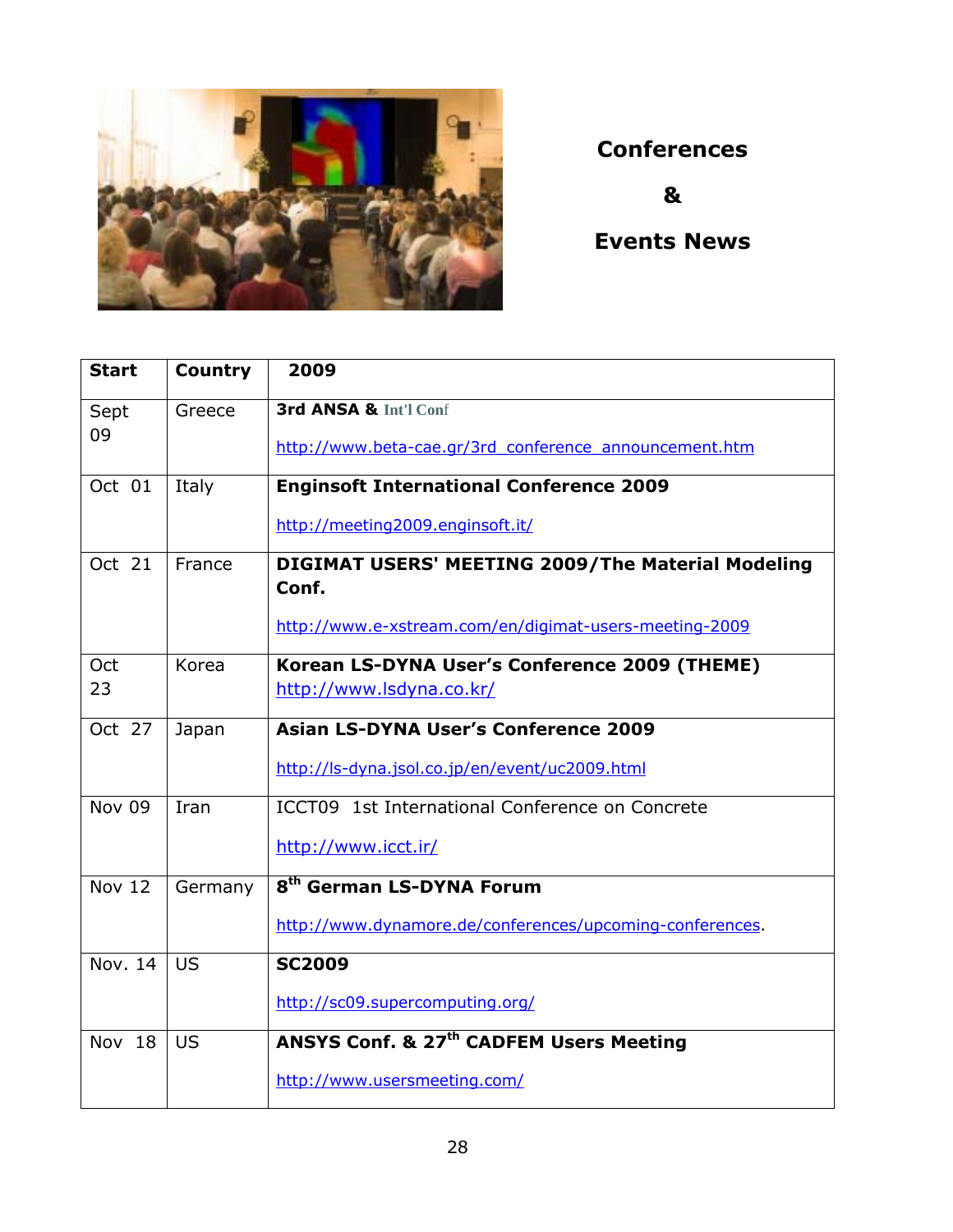# Conferences & Events News

| Start | Country | 2009 |
|---|---|---|
| Sept 09 | Greece | **3rd ANSA & Int'l Conf**<br>http://www.beta-cae.gr/3rd_conference_announcement.htm |
| Oct 01 | Italy | **Enginsoft International Conference 2009**<br>http://meeting2009.enginsoft.it/ |
| Oct 21 | France | **DIGIMAT USERS' MEETING 2009/The Material Modeling Conf.**<br>http://www.e-xstream.com/en/digimat-users-meeting-2009 |
| Oct 23 | Korea | **Korean LS-DYNA User's Conference 2009 (THEME)**<br>http://www.lsdyna.co.kr/ |
| Oct 27 | Japan | **Asian LS-DYNA User's Conference 2009**<br>http://ls-dyna.jsol.co.jp/en/event/uc2009.html |
| Nov 09 | Iran | ICCT09 1st International Conference on Concrete<br>http://www.icct.ir/ |
| Nov 12 | Germany | **8th German LS-DYNA Forum**<br>http://www.dynamore.de/conferences/upcoming-conferences. |
| Nov. 14 | US | **SC2009**<br>http://sc09.supercomputing.org/ |
| Nov 18 | US | **ANSYS Conf. & 27th CADFEM Users Meeting**<br>http://www.usersmeeting.com/ |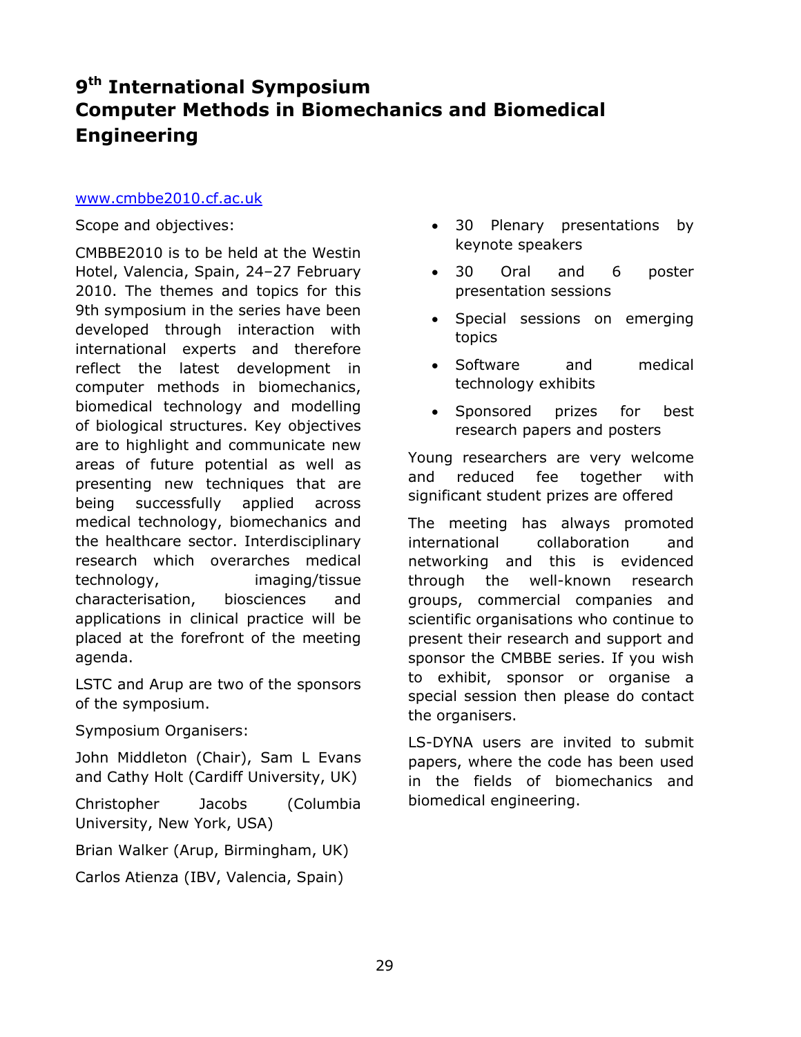# 9th International Symposium Computer Methods in Biomechanics and Biomedical Engineering

www.cmbbe2010.cf.ac.uk

Scope and objectives:

CMBBE2010 is to be held at the Westin Hotel, Valencia, Spain, 24–27 February 2010. The themes and topics for this 9th symposium in the series have been developed through interaction with international experts and therefore reflect the latest development in computer methods in biomechanics, biomedical technology and modelling of biological structures. Key objectives are to highlight and communicate new areas of future potential as well as presenting new techniques that are being successfully applied across medical technology, biomechanics and the healthcare sector. Interdisciplinary research which overarches medical technology, imaging/tissue characterisation, biosciences and applications in clinical practice will be placed at the forefront of the meeting agenda.

LSTC and Arup are two of the sponsors of the symposium.

Symposium Organisers:

John Middleton (Chair), Sam L Evans and Cathy Holt (Cardiff University, UK)

Christopher Jacobs (Columbia University, New York, USA)

Brian Walker (Arup, Birmingham, UK)

Carlos Atienza (IBV, Valencia, Spain)

- 30 Plenary presentations by keynote speakers
- 30 Oral and 6 poster presentation sessions
- Special sessions on emerging topics
- Software and medical technology exhibits
- Sponsored prizes for best research papers and posters

Young researchers are very welcome and reduced fee together with significant student prizes are offered

The meeting has always promoted international collaboration and networking and this is evidenced through the well-known research groups, commercial companies and scientific organisations who continue to present their research and support and sponsor the CMBBE series. If you wish to exhibit, sponsor or organise a special session then please do contact the organisers.

LS-DYNA users are invited to submit papers, where the code has been used in the fields of biomechanics and biomedical engineering.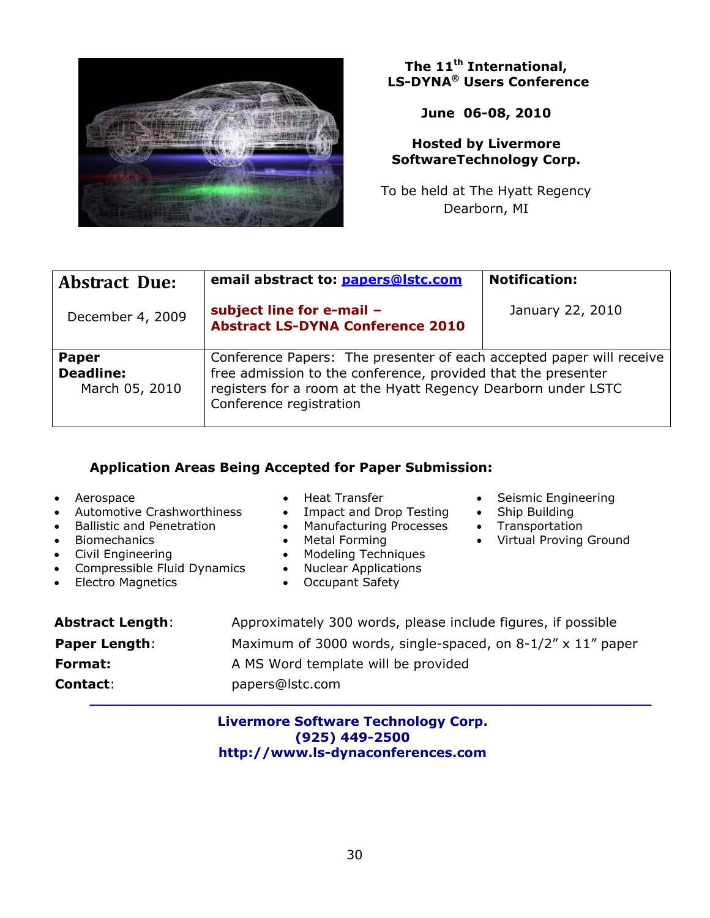**The 11th International, LS-DYNA® Users Conference**

**June 06-08, 2010**

**Hosted by Livermore SoftwareTechnology Corp.**

To be held at The Hyatt Regency Dearborn, MI

| **Abstract Due:** December 4, 2009 | **email abstract to: papers@lstc.com** **subject line for e-mail – Abstract LS-DYNA Conference 2010** | **Notification:** January 22, 2010 |
| --- | --- | --- |
| **Paper Deadline:** March 05, 2010 | Conference Papers: The presenter of each accepted paper will receive free admission to the conference, provided that the presenter registers for a room at the Hyatt Regency Dearborn under LSTC Conference registration | |

**Application Areas Being Accepted for Paper Submission:**

- Aerospace
- Automotive Crashworthiness
- Ballistic and Penetration
- Biomechanics
- Civil Engineering
- Compressible Fluid Dynamics
- Electro Magnetics
- Heat Transfer
- Impact and Drop Testing
- Manufacturing Processes
- Metal Forming
- Modeling Techniques
- Nuclear Applications
- Occupant Safety
- Seismic Engineering
- Ship Building
- Transportation
- Virtual Proving Ground

**Abstract Length**: Approximately 300 words, please include figures, if possible

**Paper Length**: Maximum of 3000 words, single-spaced, on 8-1/2" x 11" paper

**Format:** A MS Word template will be provided

**Contact**: papers@lstc.com

---

**Livermore Software Technology Corp.**
**(925) 449-2500**
**http://www.ls-dynaconferences.com**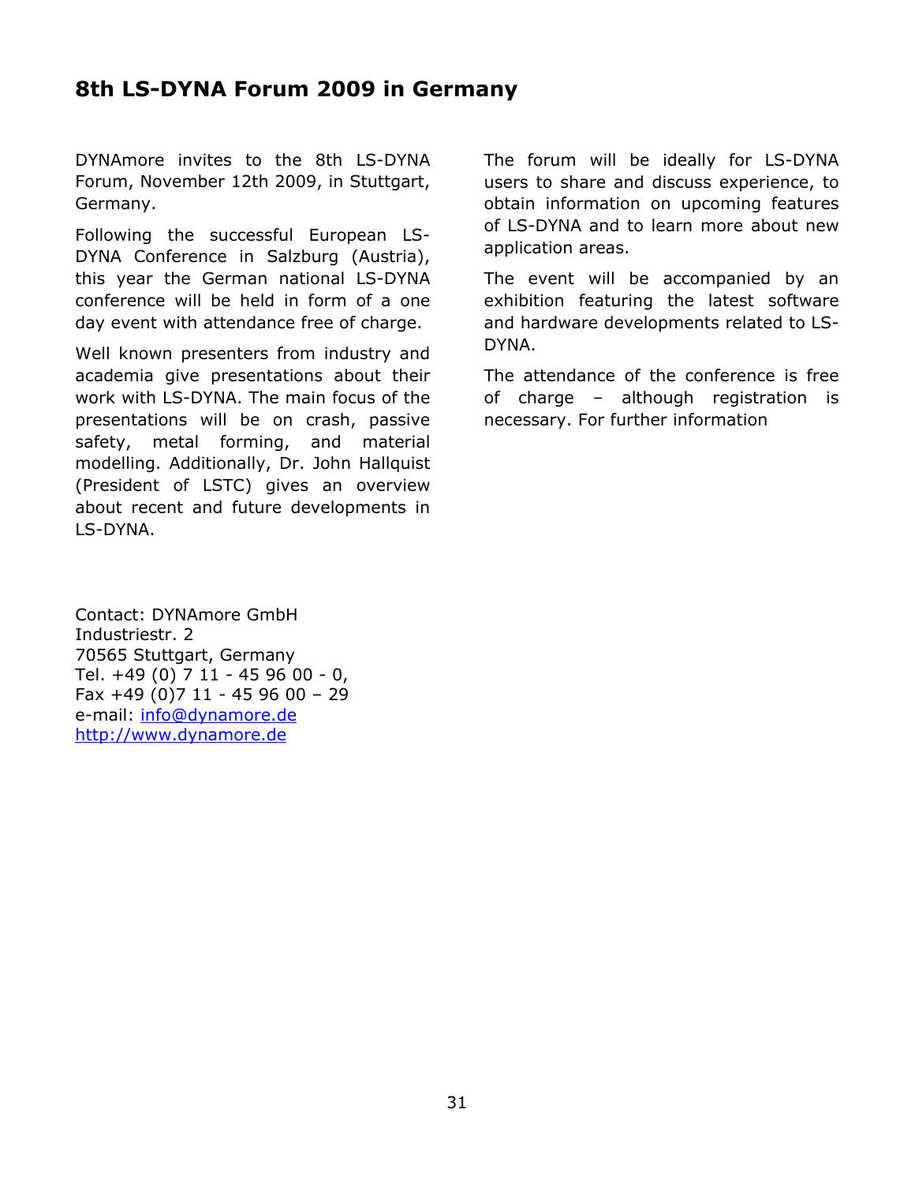# 8th LS-DYNA Forum 2009 in Germany

DYNAmore invites to the 8th LS-DYNA Forum, November 12th 2009, in Stuttgart, Germany.

Following the successful European LS-DYNA Conference in Salzburg (Austria), this year the German national LS-DYNA conference will be held in form of a one day event with attendance free of charge.

Well known presenters from industry and academia give presentations about their work with LS-DYNA. The main focus of the presentations will be on crash, passive safety, metal forming, and material modelling. Additionally, Dr. John Hallquist (President of LSTC) gives an overview about recent and future developments in LS-DYNA.

The forum will be ideally for LS-DYNA users to share and discuss experience, to obtain information on upcoming features of LS-DYNA and to learn more about new application areas.

The event will be accompanied by an exhibition featuring the latest software and hardware developments related to LS-DYNA.

The attendance of the conference is free of charge – although registration is necessary. For further information

Contact: DYNAmore GmbH  
Industriestr. 2  
70565 Stuttgart, Germany  
Tel. +49 (0) 7 11 - 45 96 00 - 0,  
Fax +49 (0)7 11 - 45 96 00 – 29  
e-mail: [info@dynamore.de](mailto:info@dynamore.de)  
[http://www.dynamore.de](http://www.dynamore.de)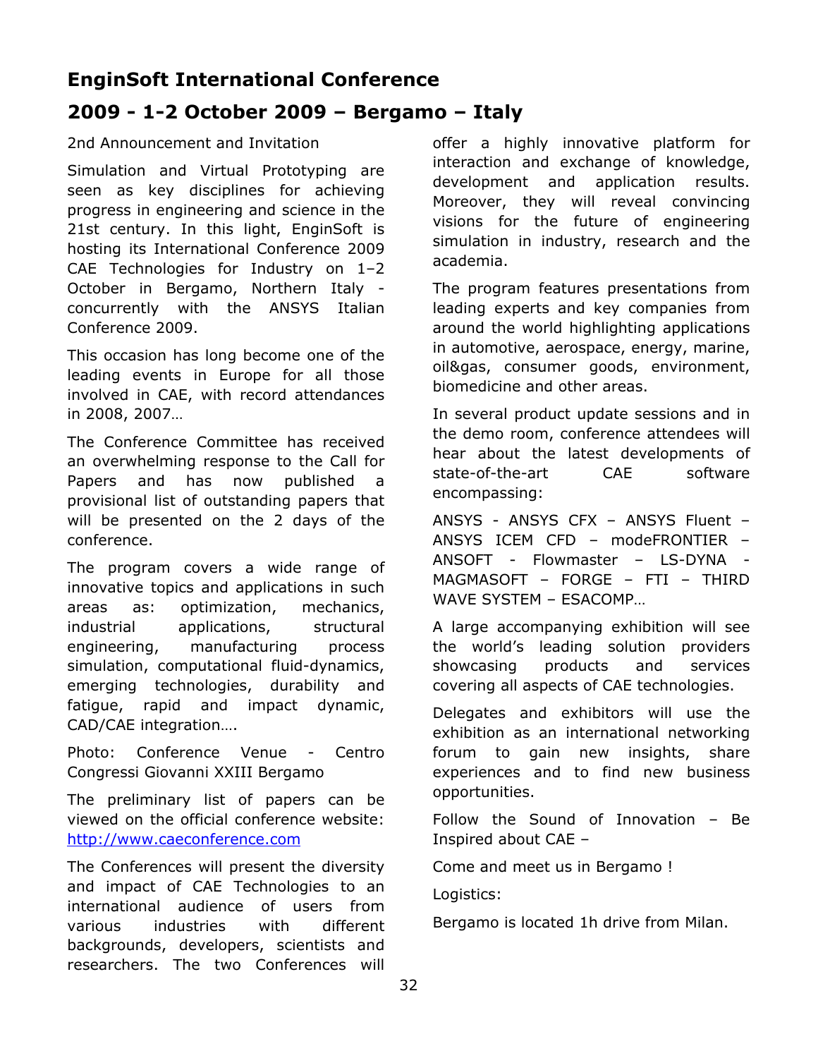## EnginSoft International Conference

## 2009 - 1-2 October 2009 – Bergamo – Italy

2nd Announcement and Invitation

Simulation and Virtual Prototyping are seen as key disciplines for achieving progress in engineering and science in the 21st century. In this light, EnginSoft is hosting its International Conference 2009 CAE Technologies for Industry on 1–2 October in Bergamo, Northern Italy - concurrently with the ANSYS Italian Conference 2009.

This occasion has long become one of the leading events in Europe for all those involved in CAE, with record attendances in 2008, 2007…

The Conference Committee has received an overwhelming response to the Call for Papers and has now published a provisional list of outstanding papers that will be presented on the 2 days of the conference.

The program covers a wide range of innovative topics and applications in such areas as: optimization, mechanics, industrial applications, structural engineering, manufacturing process simulation, computational fluid-dynamics, emerging technologies, durability and fatigue, rapid and impact dynamic, CAD/CAE integration….

Photo: Conference Venue - Centro Congressi Giovanni XXIII Bergamo

The preliminary list of papers can be viewed on the official conference website: http://www.caeconference.com

The Conferences will present the diversity and impact of CAE Technologies to an international audience of users from various industries with different backgrounds, developers, scientists and researchers. The two Conferences will offer a highly innovative platform for interaction and exchange of knowledge, development and application results. Moreover, they will reveal convincing visions for the future of engineering simulation in industry, research and the academia.

The program features presentations from leading experts and key companies from around the world highlighting applications in automotive, aerospace, energy, marine, oil&gas, consumer goods, environment, biomedicine and other areas.

In several product update sessions and in the demo room, conference attendees will hear about the latest developments of state-of-the-art CAE software encompassing:

ANSYS - ANSYS CFX – ANSYS Fluent – ANSYS ICEM CFD – modeFRONTIER – ANSOFT - Flowmaster – LS-DYNA - MAGMASOFT – FORGE – FTI – THIRD WAVE SYSTEM – ESACOMP…

A large accompanying exhibition will see the world's leading solution providers showcasing products and services covering all aspects of CAE technologies.

Delegates and exhibitors will use the exhibition as an international networking forum to gain new insights, share experiences and to find new business opportunities.

Follow the Sound of Innovation – Be Inspired about CAE –

Come and meet us in Bergamo !

Logistics:

Bergamo is located 1h drive from Milan.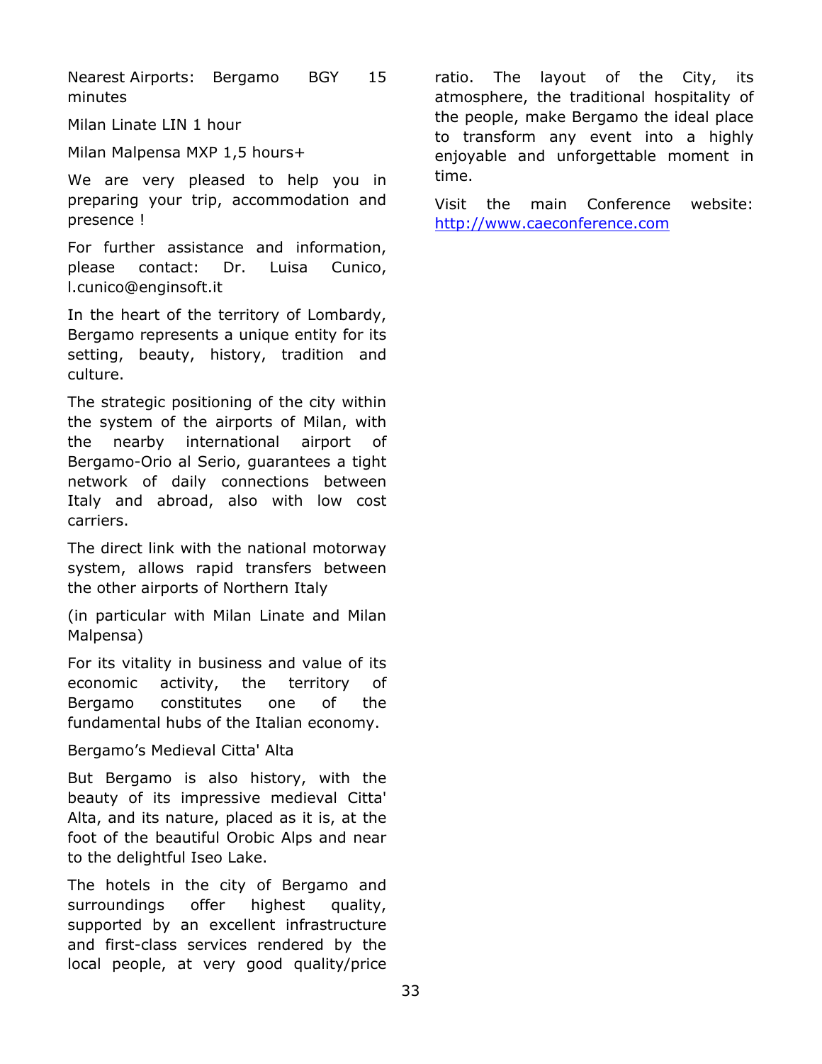Nearest Airports: Bergamo BGY 15 minutes

Milan Linate LIN 1 hour

Milan Malpensa MXP 1,5 hours+

We are very pleased to help you in preparing your trip, accommodation and presence !

For further assistance and information, please contact: Dr. Luisa Cunico, l.cunico@enginsoft.it

In the heart of the territory of Lombardy, Bergamo represents a unique entity for its setting, beauty, history, tradition and culture.

The strategic positioning of the city within the system of the airports of Milan, with the nearby international airport of Bergamo-Orio al Serio, guarantees a tight network of daily connections between Italy and abroad, also with low cost carriers.

The direct link with the national motorway system, allows rapid transfers between the other airports of Northern Italy

(in particular with Milan Linate and Milan Malpensa)

For its vitality in business and value of its economic activity, the territory of Bergamo constitutes one of the fundamental hubs of the Italian economy.

Bergamo's Medieval Citta' Alta

But Bergamo is also history, with the beauty of its impressive medieval Citta' Alta, and its nature, placed as it is, at the foot of the beautiful Orobic Alps and near to the delightful Iseo Lake.

The hotels in the city of Bergamo and surroundings offer highest quality, supported by an excellent infrastructure and first-class services rendered by the local people, at very good quality/price ratio. The layout of the City, its atmosphere, the traditional hospitality of the people, make Bergamo the ideal place to transform any event into a highly enjoyable and unforgettable moment in time.

Visit the main Conference website: [http://www.caeconference.com](http://www.caeconference.com)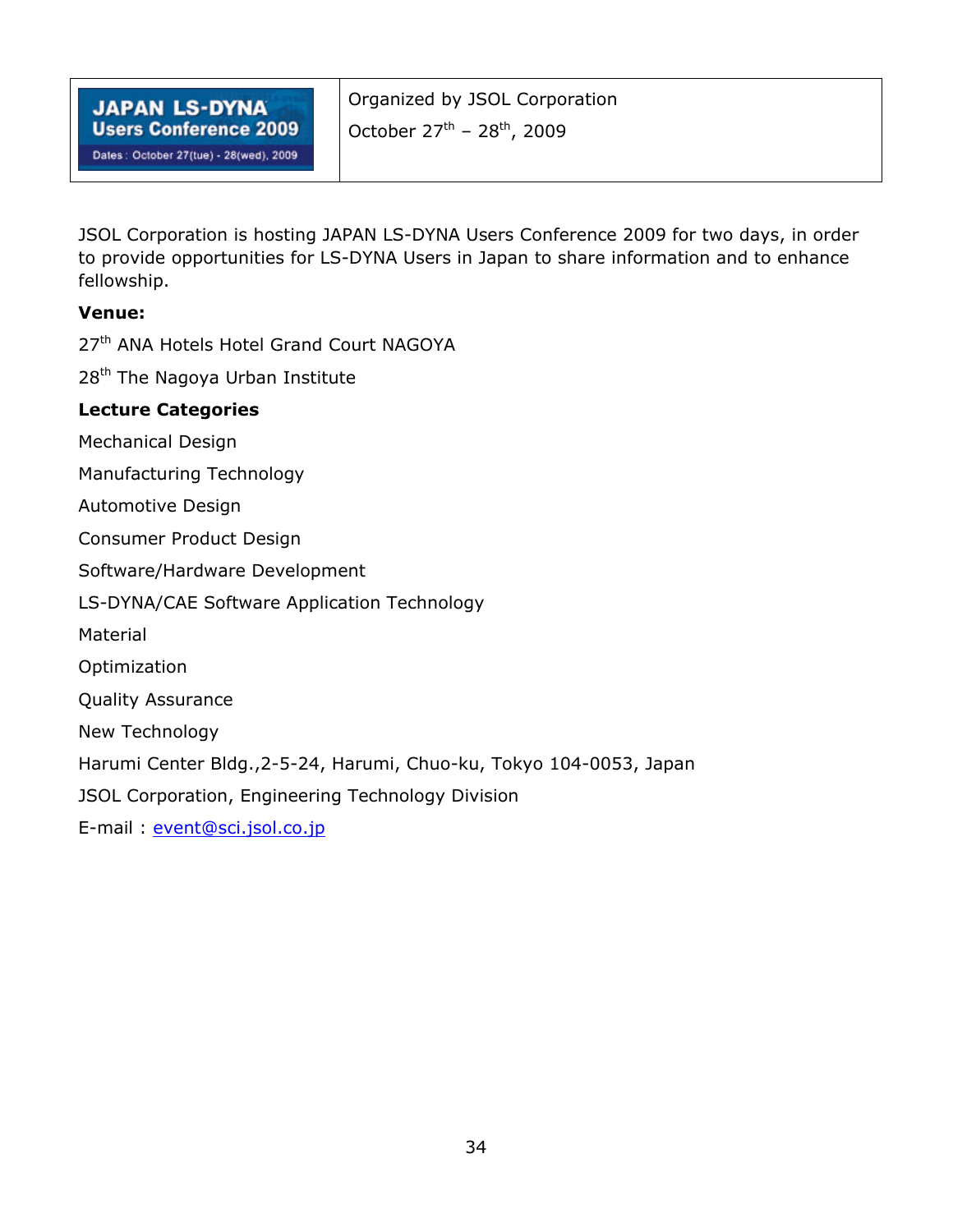| JAPAN LS-DYNA Users Conference 2009 Dates : October 27(tue) - 28(wed), 2009 | Organized by JSOL Corporation<br>October 27th – 28th, 2009 |
|---|---|

JSOL Corporation is hosting JAPAN LS-DYNA Users Conference 2009 for two days, in order to provide opportunities for LS-DYNA Users in Japan to share information and to enhance fellowship.

**Venue:**

27th ANA Hotels Hotel Grand Court NAGOYA

28th The Nagoya Urban Institute

**Lecture Categories**

Mechanical Design

Manufacturing Technology

Automotive Design

Consumer Product Design

Software/Hardware Development

LS-DYNA/CAE Software Application Technology

Material

Optimization

Quality Assurance

New Technology

Harumi Center Bldg.,2-5-24, Harumi, Chuo-ku, Tokyo 104-0053, Japan

JSOL Corporation, Engineering Technology Division

E-mail : event@sci.jsol.co.jp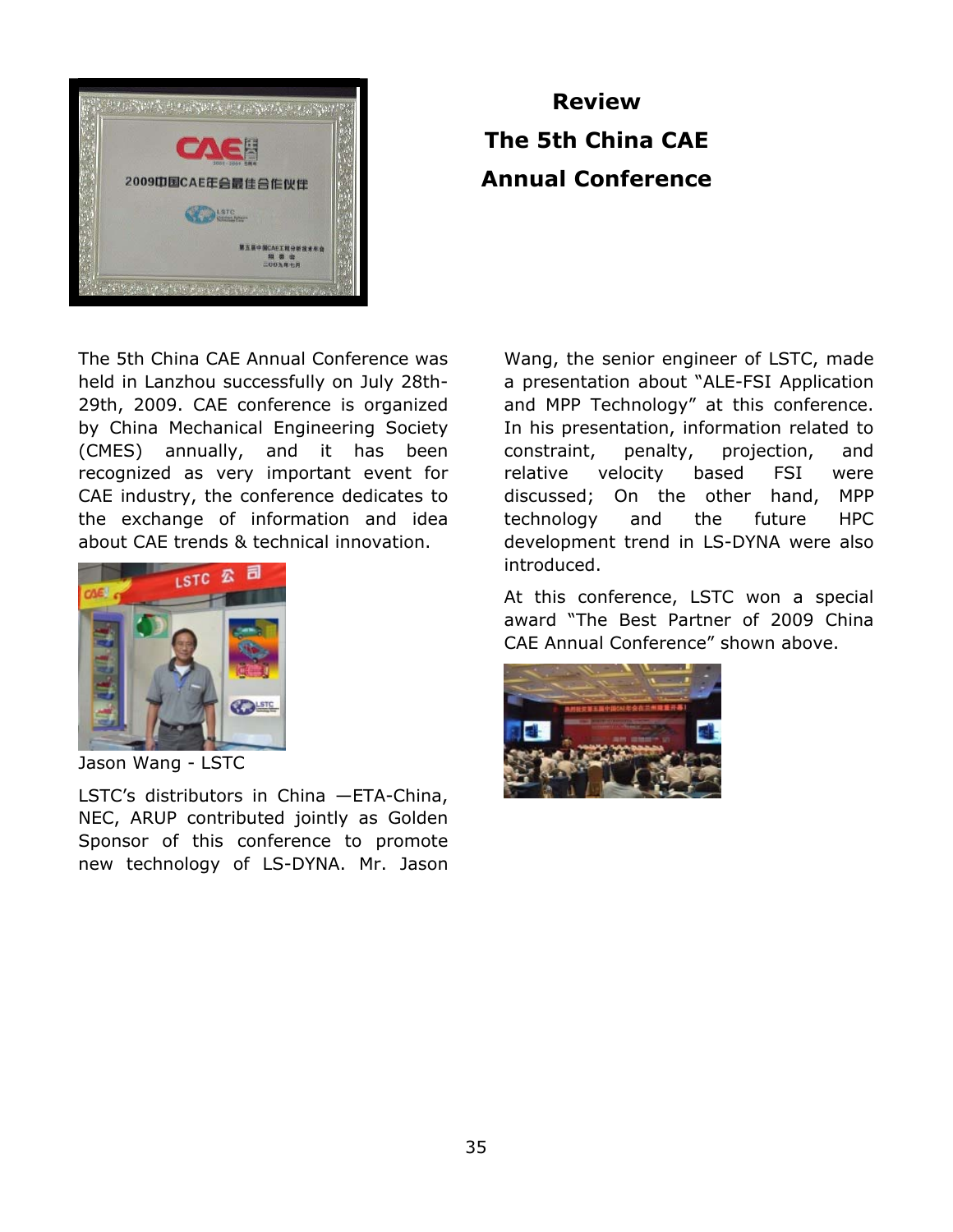# Review
# The 5th China CAE Annual Conference

The 5th China CAE Annual Conference was held in Lanzhou successfully on July 28th-29th, 2009. CAE conference is organized by China Mechanical Engineering Society (CMES) annually, and it has been recognized as very important event for CAE industry, the conference dedicates to the exchange of information and idea about CAE trends & technical innovation.

Jason Wang - LSTC

LSTC's distributors in China —ETA-China, NEC, ARUP contributed jointly as Golden Sponsor of this conference to promote new technology of LS-DYNA. Mr. Jason Wang, the senior engineer of LSTC, made a presentation about "ALE-FSI Application and MPP Technology" at this conference. In his presentation, information related to constraint, penalty, projection, and relative velocity based FSI were discussed; On the other hand, MPP technology and the future HPC development trend in LS-DYNA were also introduced.

At this conference, LSTC won a special award "The Best Partner of 2009 China CAE Annual Conference" shown above.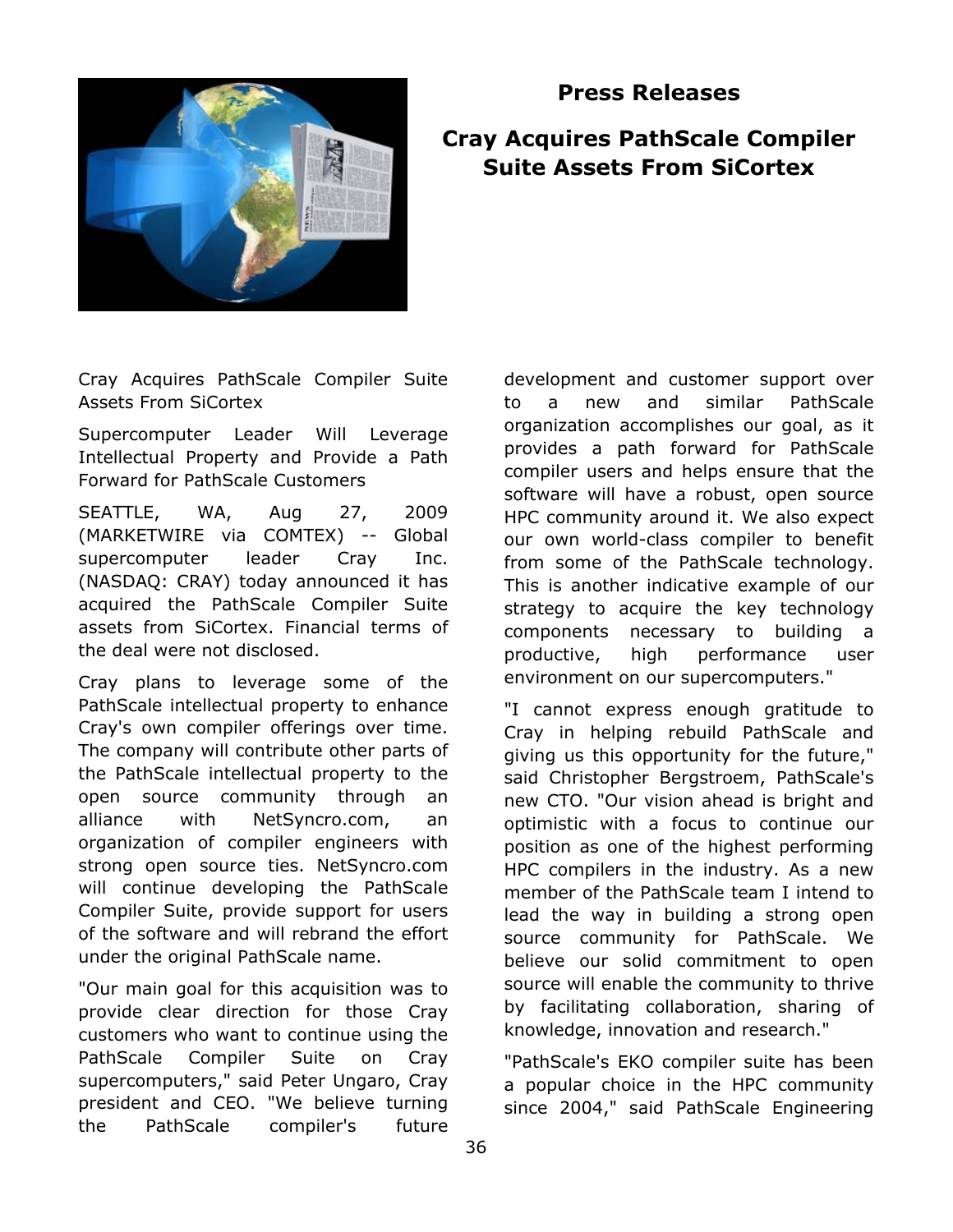# Press Releases

## Cray Acquires PathScale Compiler Suite Assets From SiCortex

Cray Acquires PathScale Compiler Suite Assets From SiCortex

Supercomputer Leader Will Leverage Intellectual Property and Provide a Path Forward for PathScale Customers

SEATTLE, WA, Aug 27, 2009 (MARKETWIRE via COMTEX) -- Global supercomputer leader Cray Inc. (NASDAQ: CRAY) today announced it has acquired the PathScale Compiler Suite assets from SiCortex. Financial terms of the deal were not disclosed.

Cray plans to leverage some of the PathScale intellectual property to enhance Cray's own compiler offerings over time. The company will contribute other parts of the PathScale intellectual property to the open source community through an alliance with NetSyncro.com, an organization of compiler engineers with strong open source ties. NetSyncro.com will continue developing the PathScale Compiler Suite, provide support for users of the software and will rebrand the effort under the original PathScale name.

"Our main goal for this acquisition was to provide clear direction for those Cray customers who want to continue using the PathScale Compiler Suite on Cray supercomputers," said Peter Ungaro, Cray president and CEO. "We believe turning the PathScale compiler's future development and customer support over to a new and similar PathScale organization accomplishes our goal, as it provides a path forward for PathScale compiler users and helps ensure that the software will have a robust, open source HPC community around it. We also expect our own world-class compiler to benefit from some of the PathScale technology. This is another indicative example of our strategy to acquire the key technology components necessary to building a productive, high performance user environment on our supercomputers."

"I cannot express enough gratitude to Cray in helping rebuild PathScale and giving us this opportunity for the future," said Christopher Bergstroem, PathScale's new CTO. "Our vision ahead is bright and optimistic with a focus to continue our position as one of the highest performing HPC compilers in the industry. As a new member of the PathScale team I intend to lead the way in building a strong open source community for PathScale. We believe our solid commitment to open source will enable the community to thrive by facilitating collaboration, sharing of knowledge, innovation and research."

"PathScale's EKO compiler suite has been a popular choice in the HPC community since 2004," said PathScale Engineering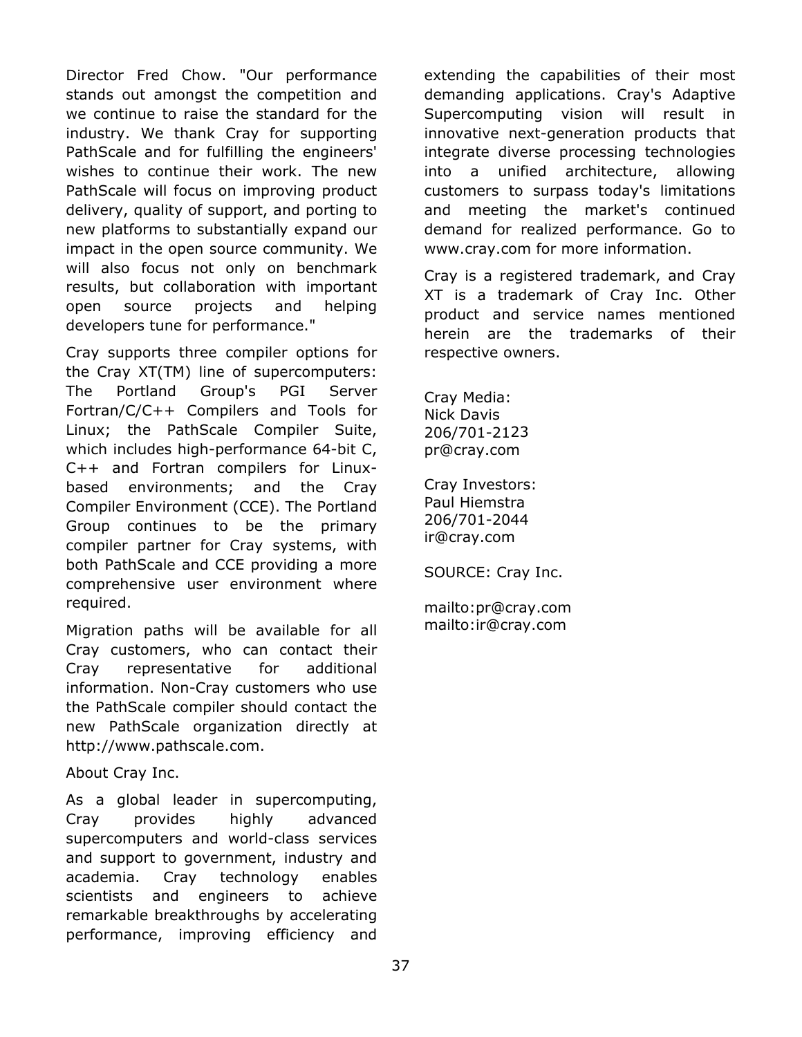Director Fred Chow. "Our performance stands out amongst the competition and we continue to raise the standard for the industry. We thank Cray for supporting PathScale and for fulfilling the engineers' wishes to continue their work. The new PathScale will focus on improving product delivery, quality of support, and porting to new platforms to substantially expand our impact in the open source community. We will also focus not only on benchmark results, but collaboration with important open source projects and helping developers tune for performance."

Cray supports three compiler options for the Cray XT(TM) line of supercomputers: The Portland Group's PGI Server Fortran/C/C++ Compilers and Tools for Linux; the PathScale Compiler Suite, which includes high-performance 64-bit C, C++ and Fortran compilers for Linux-based environments; and the Cray Compiler Environment (CCE). The Portland Group continues to be the primary compiler partner for Cray systems, with both PathScale and CCE providing a more comprehensive user environment where required.

Migration paths will be available for all Cray customers, who can contact their Cray representative for additional information. Non-Cray customers who use the PathScale compiler should contact the new PathScale organization directly at http://www.pathscale.com.

About Cray Inc.

As a global leader in supercomputing, Cray provides highly advanced supercomputers and world-class services and support to government, industry and academia. Cray technology enables scientists and engineers to achieve remarkable breakthroughs by accelerating performance, improving efficiency and extending the capabilities of their most demanding applications. Cray's Adaptive Supercomputing vision will result in innovative next-generation products that integrate diverse processing technologies into a unified architecture, allowing customers to surpass today's limitations and meeting the market's continued demand for realized performance. Go to www.cray.com for more information.

Cray is a registered trademark, and Cray XT is a trademark of Cray Inc. Other product and service names mentioned herein are the trademarks of their respective owners.

Cray Media:
Nick Davis
206/701-2123
pr@cray.com

Cray Investors:
Paul Hiemstra
206/701-2044
ir@cray.com

SOURCE: Cray Inc.

mailto:pr@cray.com
mailto:ir@cray.com